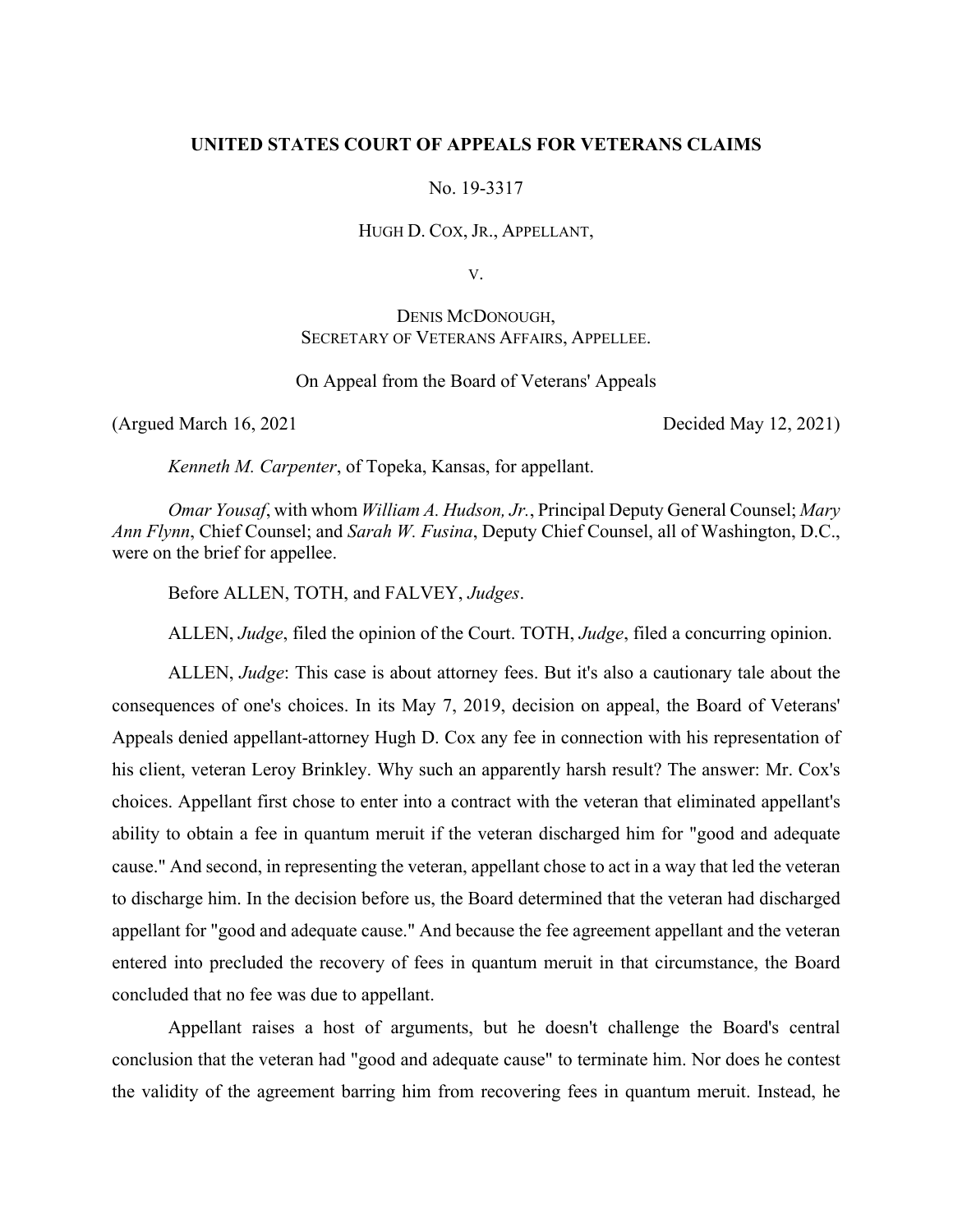**UNITED STATES COURT OF APPEALS FOR VETERANS CLAIMS**

No. 19-3317

HUGH D. COX, JR., APPELLANT,

V.

DENIS MCDONOUGH,
SECRETARY OF VETERANS AFFAIRS, APPELLEE.

On Appeal from the Board of Veterans' Appeals

(Argued March 16, 2021 Decided May 12, 2021)

*Kenneth M. Carpenter*, of Topeka, Kansas, for appellant.

*Omar Yousaf*, with whom *William A. Hudson, Jr.*, Principal Deputy General Counsel; *Mary Ann Flynn*, Chief Counsel; and *Sarah W. Fusina*, Deputy Chief Counsel, all of Washington, D.C., were on the brief for appellee.

Before ALLEN, TOTH, and FALVEY, *Judges*.

ALLEN, *Judge*, filed the opinion of the Court. TOTH, *Judge*, filed a concurring opinion.

ALLEN, *Judge*: This case is about attorney fees. But it's also a cautionary tale about the consequences of one's choices. In its May 7, 2019, decision on appeal, the Board of Veterans' Appeals denied appellant-attorney Hugh D. Cox any fee in connection with his representation of his client, veteran Leroy Brinkley. Why such an apparently harsh result? The answer: Mr. Cox's choices. Appellant first chose to enter into a contract with the veteran that eliminated appellant's ability to obtain a fee in quantum meruit if the veteran discharged him for "good and adequate cause." And second, in representing the veteran, appellant chose to act in a way that led the veteran to discharge him. In the decision before us, the Board determined that the veteran had discharged appellant for "good and adequate cause." And because the fee agreement appellant and the veteran entered into precluded the recovery of fees in quantum meruit in that circumstance, the Board concluded that no fee was due to appellant.

Appellant raises a host of arguments, but he doesn't challenge the Board's central conclusion that the veteran had "good and adequate cause" to terminate him. Nor does he contest the validity of the agreement barring him from recovering fees in quantum meruit. Instead, he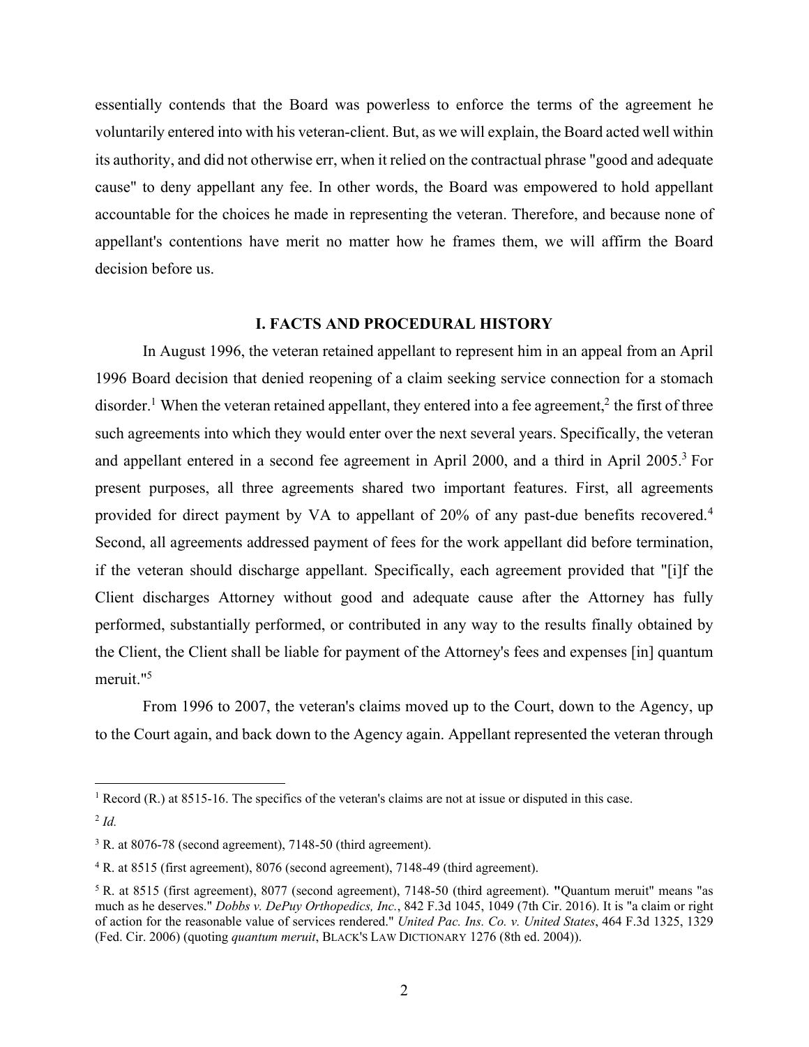essentially contends that the Board was powerless to enforce the terms of the agreement he voluntarily entered into with his veteran-client. But, as we will explain, the Board acted well within its authority, and did not otherwise err, when it relied on the contractual phrase "good and adequate cause" to deny appellant any fee. In other words, the Board was empowered to hold appellant accountable for the choices he made in representing the veteran. Therefore, and because none of appellant's contentions have merit no matter how he frames them, we will affirm the Board decision before us.

## I. FACTS AND PROCEDURAL HISTORY

In August 1996, the veteran retained appellant to represent him in an appeal from an April 1996 Board decision that denied reopening of a claim seeking service connection for a stomach disorder.[1] When the veteran retained appellant, they entered into a fee agreement,[2] the first of three such agreements into which they would enter over the next several years. Specifically, the veteran and appellant entered in a second fee agreement in April 2000, and a third in April 2005.[3] For present purposes, all three agreements shared two important features. First, all agreements provided for direct payment by VA to appellant of 20% of any past-due benefits recovered.[4] Second, all agreements addressed payment of fees for the work appellant did before termination, if the veteran should discharge appellant. Specifically, each agreement provided that "[i]f the Client discharges Attorney without good and adequate cause after the Attorney has fully performed, substantially performed, or contributed in any way to the results finally obtained by the Client, the Client shall be liable for payment of the Attorney's fees and expenses [in] quantum meruit."[5]

From 1996 to 2007, the veteran's claims moved up to the Court, down to the Agency, up to the Court again, and back down to the Agency again. Appellant represented the veteran through

---

[1] Record (R.) at 8515-16. The specifics of the veteran's claims are not at issue or disputed in this case.

[2] *Id.*

[3] R. at 8076-78 (second agreement), 7148-50 (third agreement).

[4] R. at 8515 (first agreement), 8076 (second agreement), 7148-49 (third agreement).

[5] R. at 8515 (first agreement), 8077 (second agreement), 7148-50 (third agreement). "Quantum meruit" means "as much as he deserves." *Dobbs v. DePuy Orthopedics, Inc.*, 842 F.3d 1045, 1049 (7th Cir. 2016). It is "a claim or right of action for the reasonable value of services rendered." *United Pac. Ins. Co. v. United States*, 464 F.3d 1325, 1329 (Fed. Cir. 2006) (quoting *quantum meruit*, BLACK'S LAW DICTIONARY 1276 (8th ed. 2004)).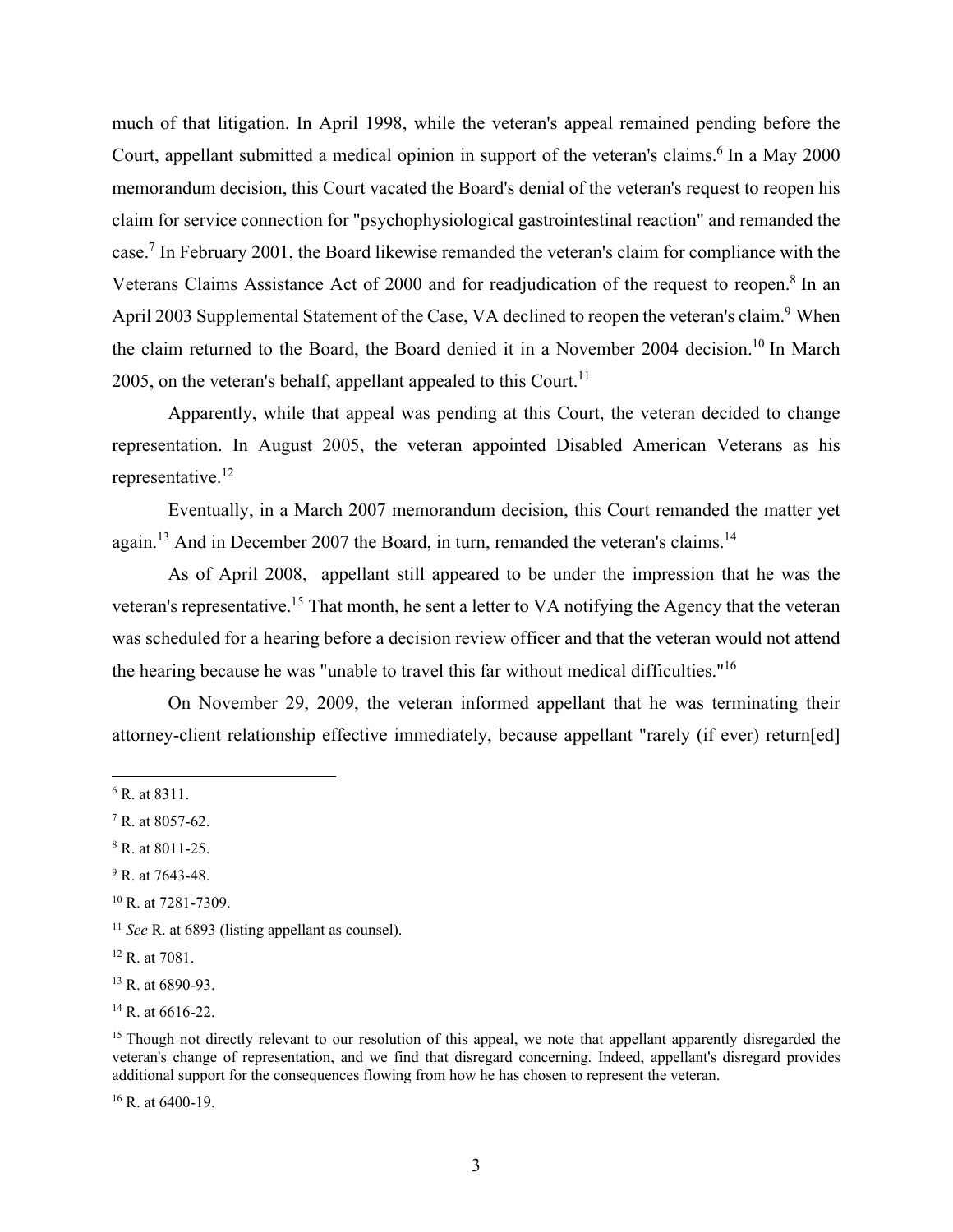much of that litigation. In April 1998, while the veteran's appeal remained pending before the Court, appellant submitted a medical opinion in support of the veteran's claims.[6] In a May 2000 memorandum decision, this Court vacated the Board's denial of the veteran's request to reopen his claim for service connection for "psychophysiological gastrointestinal reaction" and remanded the case.[7] In February 2001, the Board likewise remanded the veteran's claim for compliance with the Veterans Claims Assistance Act of 2000 and for readjudication of the request to reopen.[8] In an April 2003 Supplemental Statement of the Case, VA declined to reopen the veteran's claim.[9] When the claim returned to the Board, the Board denied it in a November 2004 decision.[10] In March 2005, on the veteran's behalf, appellant appealed to this Court.[11]

Apparently, while that appeal was pending at this Court, the veteran decided to change representation. In August 2005, the veteran appointed Disabled American Veterans as his representative.[12]

Eventually, in a March 2007 memorandum decision, this Court remanded the matter yet again.[13] And in December 2007 the Board, in turn, remanded the veteran's claims.[14]

As of April 2008, appellant still appeared to be under the impression that he was the veteran's representative.[15] That month, he sent a letter to VA notifying the Agency that the veteran was scheduled for a hearing before a decision review officer and that the veteran would not attend the hearing because he was "unable to travel this far without medical difficulties."[16]

On November 29, 2009, the veteran informed appellant that he was terminating their attorney-client relationship effective immediately, because appellant "rarely (if ever) return[ed]

---

[6] R. at 8311.

[7] R. at 8057-62.

[8] R. at 8011-25.

[9] R. at 7643-48.

[10] R. at 7281-7309.

[11] *See* R. at 6893 (listing appellant as counsel).

[12] R. at 7081.

[13] R. at 6890-93.

[14] R. at 6616-22.

[15] Though not directly relevant to our resolution of this appeal, we note that appellant apparently disregarded the veteran's change of representation, and we find that disregard concerning. Indeed, appellant's disregard provides additional support for the consequences flowing from how he has chosen to represent the veteran.

[16] R. at 6400-19.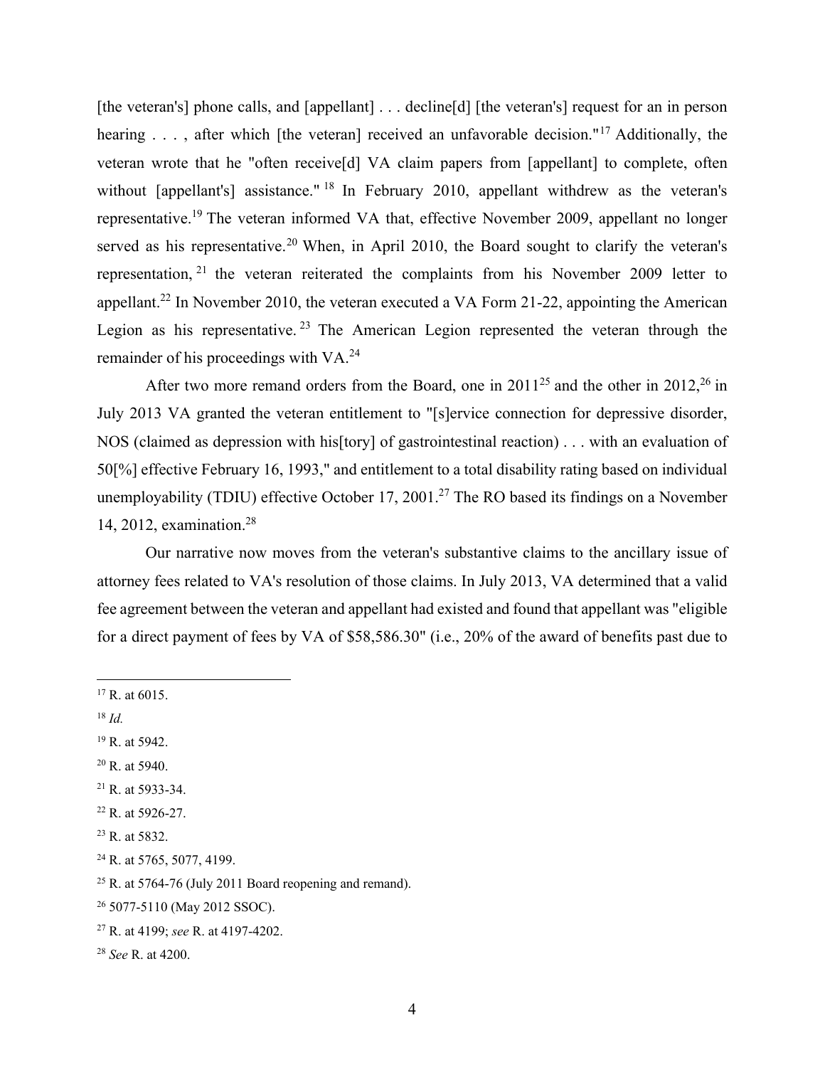[the veteran's] phone calls, and [appellant] . . . decline[d] [the veteran's] request for an in person hearing . . . , after which [the veteran] received an unfavorable decision."[17] Additionally, the veteran wrote that he "often receive[d] VA claim papers from [appellant] to complete, often without [appellant's] assistance."[18] In February 2010, appellant withdrew as the veteran's representative.[19] The veteran informed VA that, effective November 2009, appellant no longer served as his representative.[20] When, in April 2010, the Board sought to clarify the veteran's representation,[21] the veteran reiterated the complaints from his November 2009 letter to appellant.[22] In November 2010, the veteran executed a VA Form 21-22, appointing the American Legion as his representative.[23] The American Legion represented the veteran through the remainder of his proceedings with VA.[24]

After two more remand orders from the Board, one in 2011[25] and the other in 2012,[26] in July 2013 VA granted the veteran entitlement to "[s]ervice connection for depressive disorder, NOS (claimed as depression with his[tory] of gastrointestinal reaction) . . . with an evaluation of 50[%] effective February 16, 1993," and entitlement to a total disability rating based on individual unemployability (TDIU) effective October 17, 2001.[27] The RO based its findings on a November 14, 2012, examination.[28]

Our narrative now moves from the veteran's substantive claims to the ancillary issue of attorney fees related to VA's resolution of those claims. In July 2013, VA determined that a valid fee agreement between the veteran and appellant had existed and found that appellant was "eligible for a direct payment of fees by VA of $58,586.30" (i.e., 20% of the award of benefits past due to

---

[17] R. at 6015.

[18] *Id.*

[19] R. at 5942.

[20] R. at 5940.

[21] R. at 5933-34.

[22] R. at 5926-27.

[23] R. at 5832.

[24] R. at 5765, 5077, 4199.

[25] R. at 5764-76 (July 2011 Board reopening and remand).

[26] 5077-5110 (May 2012 SSOC).

[27] R. at 4199; *see* R. at 4197-4202.

[28] *See* R. at 4200.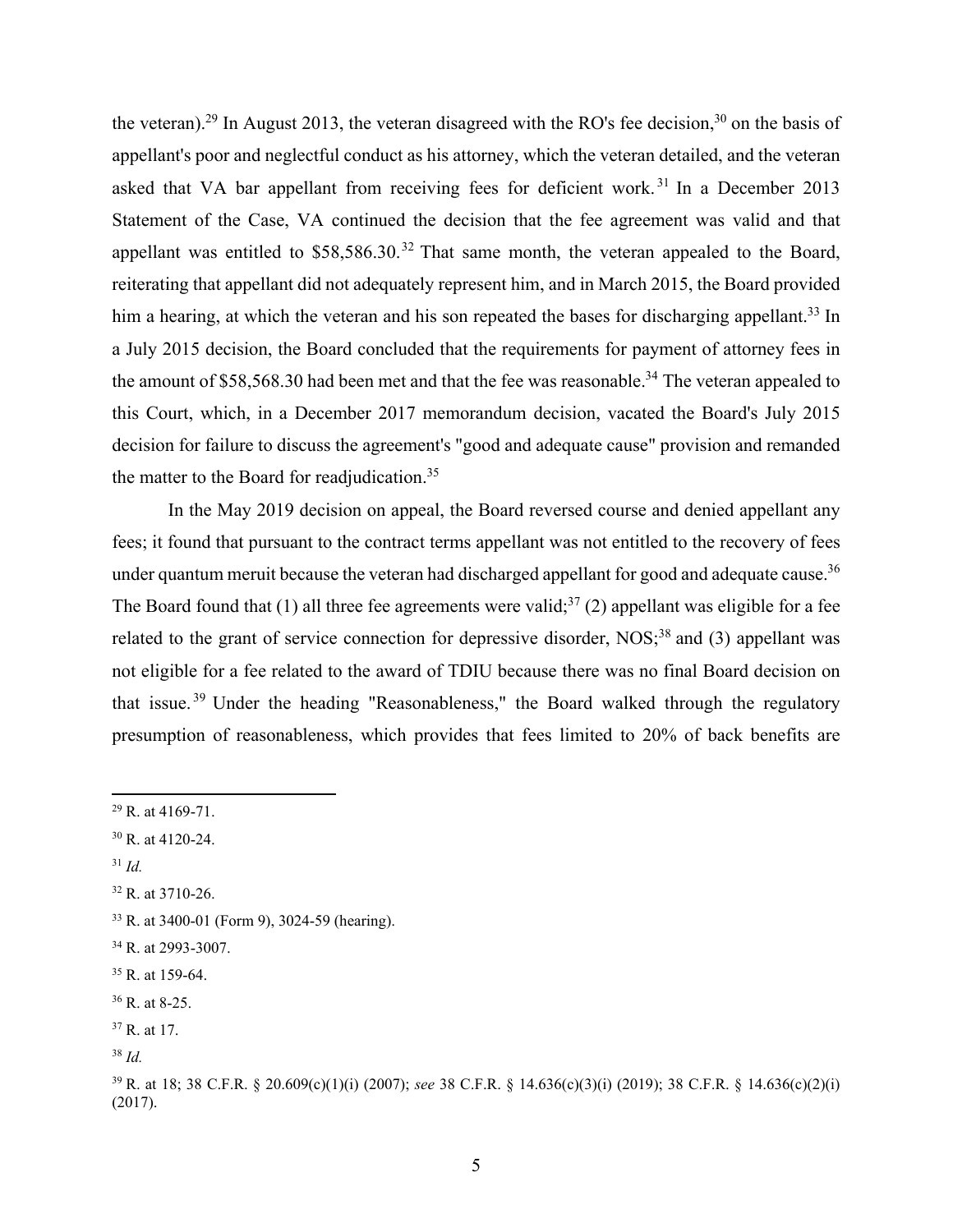the veteran).[29] In August 2013, the veteran disagreed with the RO's fee decision,[30] on the basis of appellant's poor and neglectful conduct as his attorney, which the veteran detailed, and the veteran asked that VA bar appellant from receiving fees for deficient work.[31] In a December 2013 Statement of the Case, VA continued the decision that the fee agreement was valid and that appellant was entitled to $58,586.30.[32] That same month, the veteran appealed to the Board, reiterating that appellant did not adequately represent him, and in March 2015, the Board provided him a hearing, at which the veteran and his son repeated the bases for discharging appellant.[33] In a July 2015 decision, the Board concluded that the requirements for payment of attorney fees in the amount of $58,568.30 had been met and that the fee was reasonable.[34] The veteran appealed to this Court, which, in a December 2017 memorandum decision, vacated the Board's July 2015 decision for failure to discuss the agreement's "good and adequate cause" provision and remanded the matter to the Board for readjudication.[35]

In the May 2019 decision on appeal, the Board reversed course and denied appellant any fees; it found that pursuant to the contract terms appellant was not entitled to the recovery of fees under quantum meruit because the veteran had discharged appellant for good and adequate cause.[36] The Board found that (1) all three fee agreements were valid;[37] (2) appellant was eligible for a fee related to the grant of service connection for depressive disorder, NOS;[38] and (3) appellant was not eligible for a fee related to the award of TDIU because there was no final Board decision on that issue.[39] Under the heading "Reasonableness," the Board walked through the regulatory presumption of reasonableness, which provides that fees limited to 20% of back benefits are

---

[29] R. at 4169-71.

[30] R. at 4120-24.

[31] *Id.*

[32] R. at 3710-26.

[33] R. at 3400-01 (Form 9), 3024-59 (hearing).

[34] R. at 2993-3007.

[35] R. at 159-64.

[36] R. at 8-25.

[37] R. at 17.

[38] *Id.*

[39] R. at 18; 38 C.F.R. § 20.609(c)(1)(i) (2007); *see* 38 C.F.R. § 14.636(c)(3)(i) (2019); 38 C.F.R. § 14.636(c)(2)(i) (2017).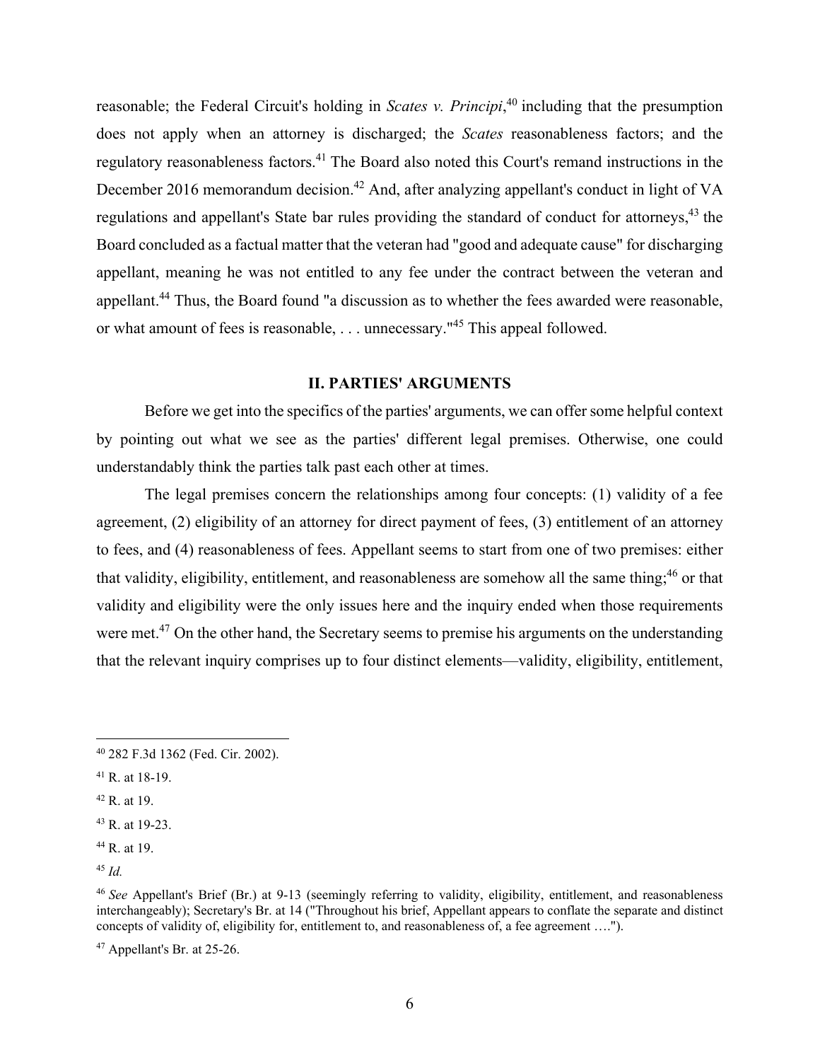reasonable; the Federal Circuit's holding in *Scates v. Principi*,[40] including that the presumption does not apply when an attorney is discharged; the *Scates* reasonableness factors; and the regulatory reasonableness factors.[41] The Board also noted this Court's remand instructions in the December 2016 memorandum decision.[42] And, after analyzing appellant's conduct in light of VA regulations and appellant's State bar rules providing the standard of conduct for attorneys,[43] the Board concluded as a factual matter that the veteran had "good and adequate cause" for discharging appellant, meaning he was not entitled to any fee under the contract between the veteran and appellant.[44] Thus, the Board found "a discussion as to whether the fees awarded were reasonable, or what amount of fees is reasonable, . . . unnecessary."[45] This appeal followed.

## II. PARTIES' ARGUMENTS

Before we get into the specifics of the parties' arguments, we can offer some helpful context by pointing out what we see as the parties' different legal premises. Otherwise, one could understandably think the parties talk past each other at times.

The legal premises concern the relationships among four concepts: (1) validity of a fee agreement, (2) eligibility of an attorney for direct payment of fees, (3) entitlement of an attorney to fees, and (4) reasonableness of fees. Appellant seems to start from one of two premises: either that validity, eligibility, entitlement, and reasonableness are somehow all the same thing;[46] or that validity and eligibility were the only issues here and the inquiry ended when those requirements were met.[47] On the other hand, the Secretary seems to premise his arguments on the understanding that the relevant inquiry comprises up to four distinct elements—validity, eligibility, entitlement,

---

[40] 282 F.3d 1362 (Fed. Cir. 2002).

[41] R. at 18-19.

[42] R. at 19.

[43] R. at 19-23.

[44] R. at 19.

[45] *Id.*

[46] *See* Appellant's Brief (Br.) at 9-13 (seemingly referring to validity, eligibility, entitlement, and reasonableness interchangeably); Secretary's Br. at 14 ("Throughout his brief, Appellant appears to conflate the separate and distinct concepts of validity of, eligibility for, entitlement to, and reasonableness of, a fee agreement ….").

[47] Appellant's Br. at 25-26.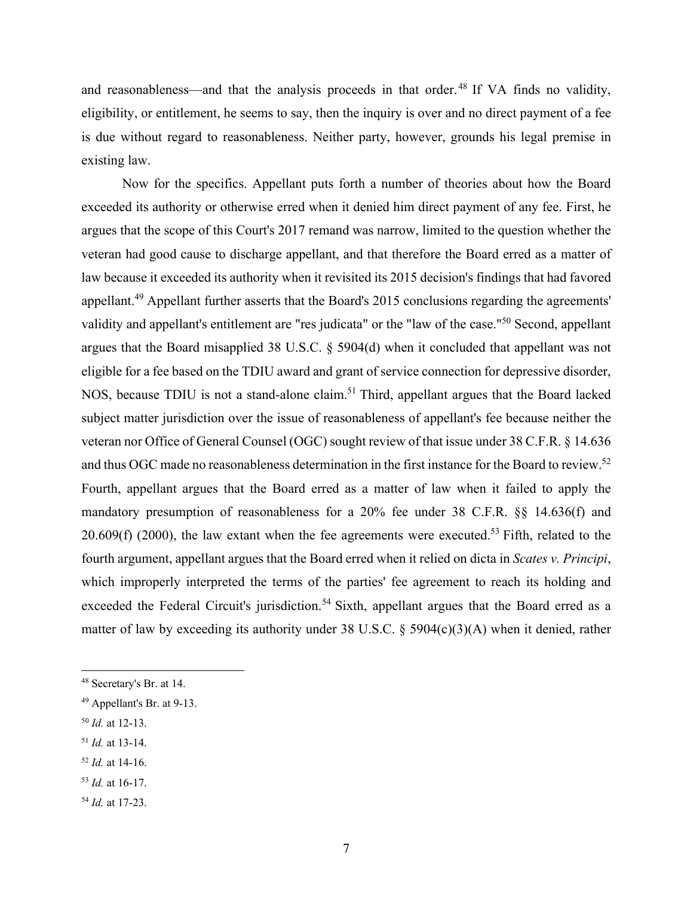and reasonableness—and that the analysis proceeds in that order.[48] If VA finds no validity, eligibility, or entitlement, he seems to say, then the inquiry is over and no direct payment of a fee is due without regard to reasonableness. Neither party, however, grounds his legal premise in existing law.

Now for the specifics. Appellant puts forth a number of theories about how the Board exceeded its authority or otherwise erred when it denied him direct payment of any fee. First, he argues that the scope of this Court's 2017 remand was narrow, limited to the question whether the veteran had good cause to discharge appellant, and that therefore the Board erred as a matter of law because it exceeded its authority when it revisited its 2015 decision's findings that had favored appellant.[49] Appellant further asserts that the Board's 2015 conclusions regarding the agreements' validity and appellant's entitlement are "res judicata" or the "law of the case."[50] Second, appellant argues that the Board misapplied 38 U.S.C. § 5904(d) when it concluded that appellant was not eligible for a fee based on the TDIU award and grant of service connection for depressive disorder, NOS, because TDIU is not a stand-alone claim.[51] Third, appellant argues that the Board lacked subject matter jurisdiction over the issue of reasonableness of appellant's fee because neither the veteran nor Office of General Counsel (OGC) sought review of that issue under 38 C.F.R. § 14.636 and thus OGC made no reasonableness determination in the first instance for the Board to review.[52] Fourth, appellant argues that the Board erred as a matter of law when it failed to apply the mandatory presumption of reasonableness for a 20% fee under 38 C.F.R. §§ 14.636(f) and 20.609(f) (2000), the law extant when the fee agreements were executed.[53] Fifth, related to the fourth argument, appellant argues that the Board erred when it relied on dicta in *Scates v. Principi*, which improperly interpreted the terms of the parties' fee agreement to reach its holding and exceeded the Federal Circuit's jurisdiction.[54] Sixth, appellant argues that the Board erred as a matter of law by exceeding its authority under 38 U.S.C. § 5904(c)(3)(A) when it denied, rather

[48] Secretary's Br. at 14.

[49] Appellant's Br. at 9-13.

[50] *Id.* at 12-13.

[51] *Id.* at 13-14.

[52] *Id.* at 14-16.

[53] *Id.* at 16-17.

[54] *Id.* at 17-23.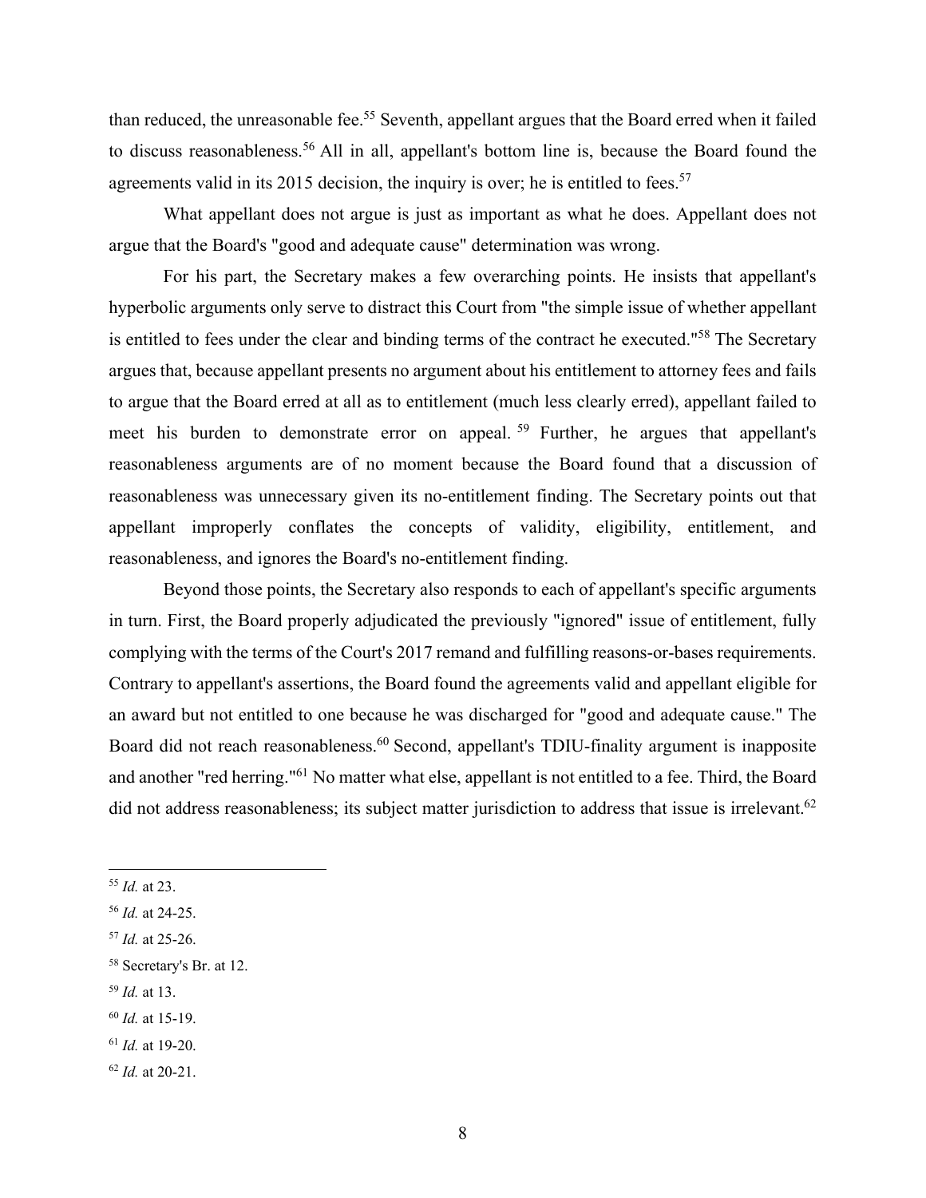than reduced, the unreasonable fee.[55] Seventh, appellant argues that the Board erred when it failed to discuss reasonableness.[56] All in all, appellant's bottom line is, because the Board found the agreements valid in its 2015 decision, the inquiry is over; he is entitled to fees.[57]

What appellant does not argue is just as important as what he does. Appellant does not argue that the Board's "good and adequate cause" determination was wrong.

For his part, the Secretary makes a few overarching points. He insists that appellant's hyperbolic arguments only serve to distract this Court from "the simple issue of whether appellant is entitled to fees under the clear and binding terms of the contract he executed."[58] The Secretary argues that, because appellant presents no argument about his entitlement to attorney fees and fails to argue that the Board erred at all as to entitlement (much less clearly erred), appellant failed to meet his burden to demonstrate error on appeal.[59] Further, he argues that appellant's reasonableness arguments are of no moment because the Board found that a discussion of reasonableness was unnecessary given its no-entitlement finding. The Secretary points out that appellant improperly conflates the concepts of validity, eligibility, entitlement, and reasonableness, and ignores the Board's no-entitlement finding.

Beyond those points, the Secretary also responds to each of appellant's specific arguments in turn. First, the Board properly adjudicated the previously "ignored" issue of entitlement, fully complying with the terms of the Court's 2017 remand and fulfilling reasons-or-bases requirements. Contrary to appellant's assertions, the Board found the agreements valid and appellant eligible for an award but not entitled to one because he was discharged for "good and adequate cause." The Board did not reach reasonableness.[60] Second, appellant's TDIU-finality argument is inapposite and another "red herring."[61] No matter what else, appellant is not entitled to a fee. Third, the Board did not address reasonableness; its subject matter jurisdiction to address that issue is irrelevant.[62]

---

[55] *Id.* at 23.

[56] *Id.* at 24-25.

[57] *Id.* at 25-26.

[58] Secretary's Br. at 12.

[59] *Id.* at 13.

[60] *Id.* at 15-19.

[61] *Id.* at 19-20.

[62] *Id.* at 20-21.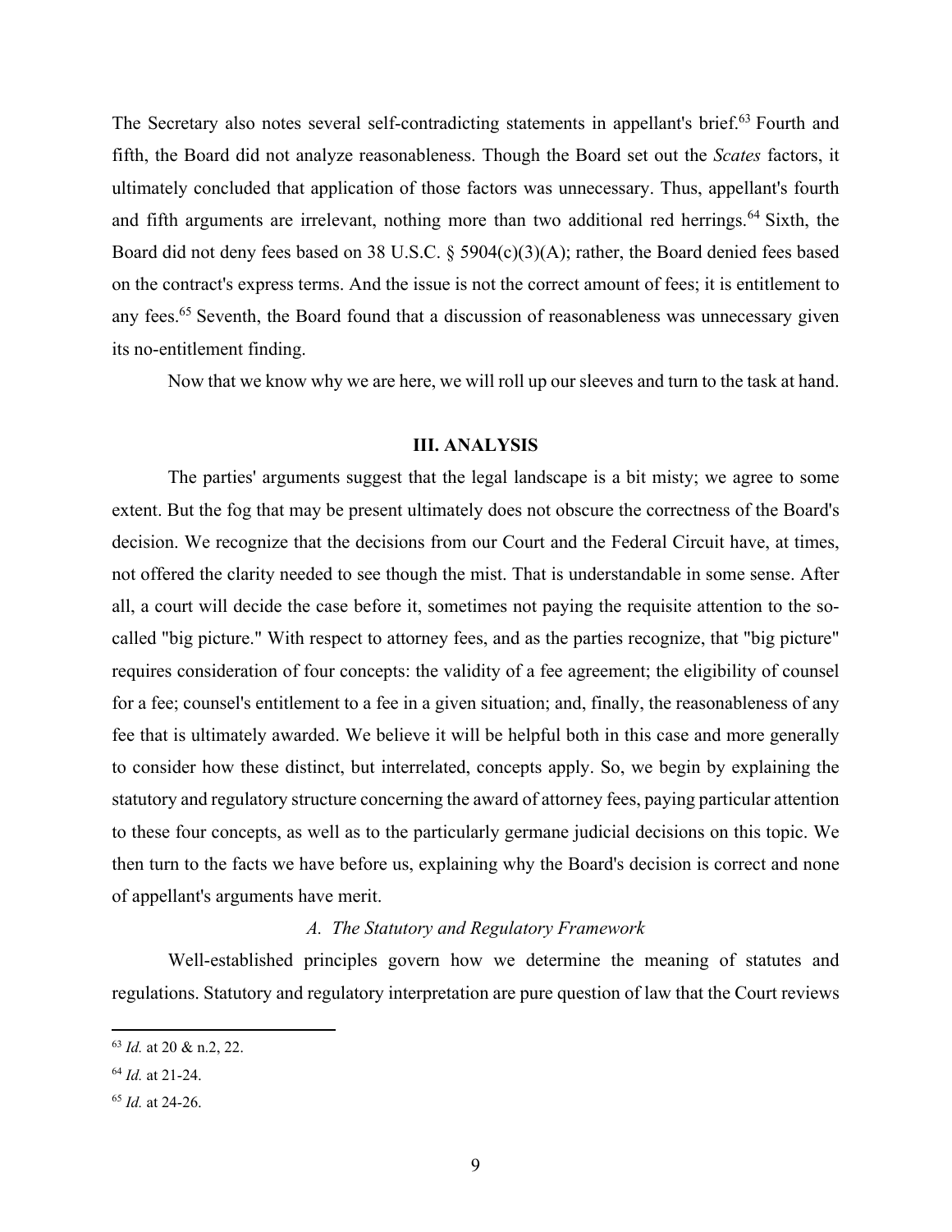The Secretary also notes several self-contradicting statements in appellant's brief.[63] Fourth and fifth, the Board did not analyze reasonableness. Though the Board set out the *Scates* factors, it ultimately concluded that application of those factors was unnecessary. Thus, appellant's fourth and fifth arguments are irrelevant, nothing more than two additional red herrings.[64] Sixth, the Board did not deny fees based on 38 U.S.C. § 5904(c)(3)(A); rather, the Board denied fees based on the contract's express terms. And the issue is not the correct amount of fees; it is entitlement to any fees.[65] Seventh, the Board found that a discussion of reasonableness was unnecessary given its no-entitlement finding.

Now that we know why we are here, we will roll up our sleeves and turn to the task at hand.

## III. ANALYSIS

The parties' arguments suggest that the legal landscape is a bit misty; we agree to some extent. But the fog that may be present ultimately does not obscure the correctness of the Board's decision. We recognize that the decisions from our Court and the Federal Circuit have, at times, not offered the clarity needed to see though the mist. That is understandable in some sense. After all, a court will decide the case before it, sometimes not paying the requisite attention to the so-called "big picture." With respect to attorney fees, and as the parties recognize, that "big picture" requires consideration of four concepts: the validity of a fee agreement; the eligibility of counsel for a fee; counsel's entitlement to a fee in a given situation; and, finally, the reasonableness of any fee that is ultimately awarded. We believe it will be helpful both in this case and more generally to consider how these distinct, but interrelated, concepts apply. So, we begin by explaining the statutory and regulatory structure concerning the award of attorney fees, paying particular attention to these four concepts, as well as to the particularly germane judicial decisions on this topic. We then turn to the facts we have before us, explaining why the Board's decision is correct and none of appellant's arguments have merit.

### *A. The Statutory and Regulatory Framework*

Well-established principles govern how we determine the meaning of statutes and regulations. Statutory and regulatory interpretation are pure question of law that the Court reviews

---

[63] *Id.* at 20 & n.2, 22.

[64] *Id.* at 21-24.

[65] *Id.* at 24-26.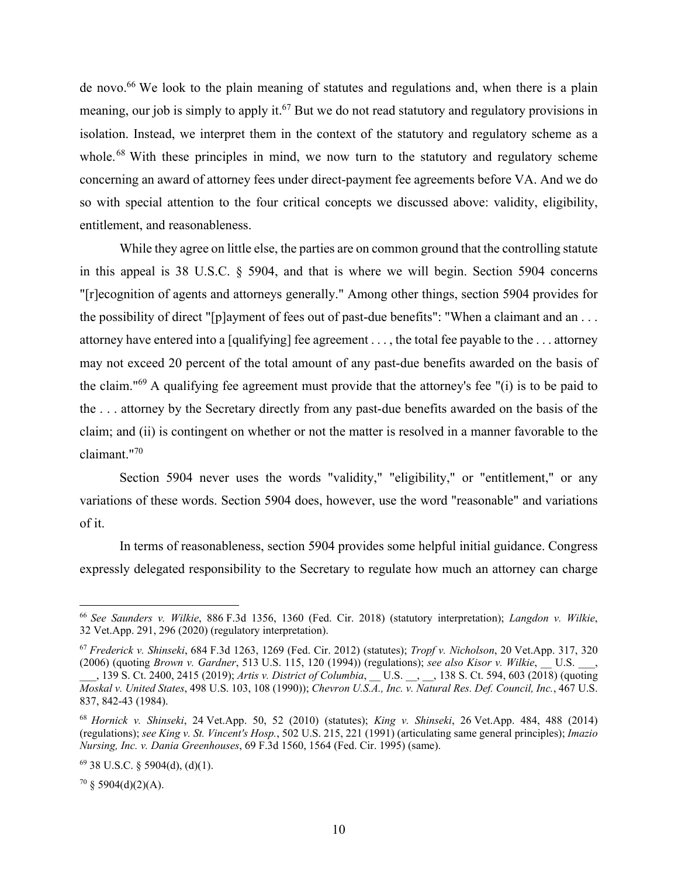de novo.[66] We look to the plain meaning of statutes and regulations and, when there is a plain meaning, our job is simply to apply it.[67] But we do not read statutory and regulatory provisions in isolation. Instead, we interpret them in the context of the statutory and regulatory scheme as a whole.[68] With these principles in mind, we now turn to the statutory and regulatory scheme concerning an award of attorney fees under direct-payment fee agreements before VA. And we do so with special attention to the four critical concepts we discussed above: validity, eligibility, entitlement, and reasonableness.

While they agree on little else, the parties are on common ground that the controlling statute in this appeal is 38 U.S.C. § 5904, and that is where we will begin. Section 5904 concerns "[r]ecognition of agents and attorneys generally." Among other things, section 5904 provides for the possibility of direct "[p]ayment of fees out of past-due benefits": "When a claimant and an . . . attorney have entered into a [qualifying] fee agreement . . . , the total fee payable to the . . . attorney may not exceed 20 percent of the total amount of any past-due benefits awarded on the basis of the claim."[69] A qualifying fee agreement must provide that the attorney's fee "(i) is to be paid to the . . . attorney by the Secretary directly from any past-due benefits awarded on the basis of the claim; and (ii) is contingent on whether or not the matter is resolved in a manner favorable to the claimant."[70]

Section 5904 never uses the words "validity," "eligibility," or "entitlement," or any variations of these words. Section 5904 does, however, use the word "reasonable" and variations of it.

In terms of reasonableness, section 5904 provides some helpful initial guidance. Congress expressly delegated responsibility to the Secretary to regulate how much an attorney can charge

---

[66] *See Saunders v. Wilkie*, 886 F.3d 1356, 1360 (Fed. Cir. 2018) (statutory interpretation); *Langdon v. Wilkie*, 32 Vet.App. 291, 296 (2020) (regulatory interpretation).

[67] *Frederick v. Shinseki*, 684 F.3d 1263, 1269 (Fed. Cir. 2012) (statutes); *Tropf v. Nicholson*, 20 Vet.App. 317, 320 (2006) (quoting *Brown v. Gardner*, 513 U.S. 115, 120 (1994)) (regulations); *see also Kisor v. Wilkie*, __ U.S. ___, ___, 139 S. Ct. 2400, 2415 (2019); *Artis v. District of Columbia*, __ U.S. __, __, 138 S. Ct. 594, 603 (2018) (quoting *Moskal v. United States*, 498 U.S. 103, 108 (1990)); *Chevron U.S.A., Inc. v. Natural Res. Def. Council, Inc.*, 467 U.S. 837, 842-43 (1984).

[68] *Hornick v. Shinseki*, 24 Vet.App. 50, 52 (2010) (statutes); *King v. Shinseki*, 26 Vet.App. 484, 488 (2014) (regulations); *see King v. St. Vincent's Hosp.*, 502 U.S. 215, 221 (1991) (articulating same general principles); *Imazio Nursing, Inc. v. Dania Greenhouses*, 69 F.3d 1560, 1564 (Fed. Cir. 1995) (same).

[69] 38 U.S.C. § 5904(d), (d)(1).

[70] § 5904(d)(2)(A).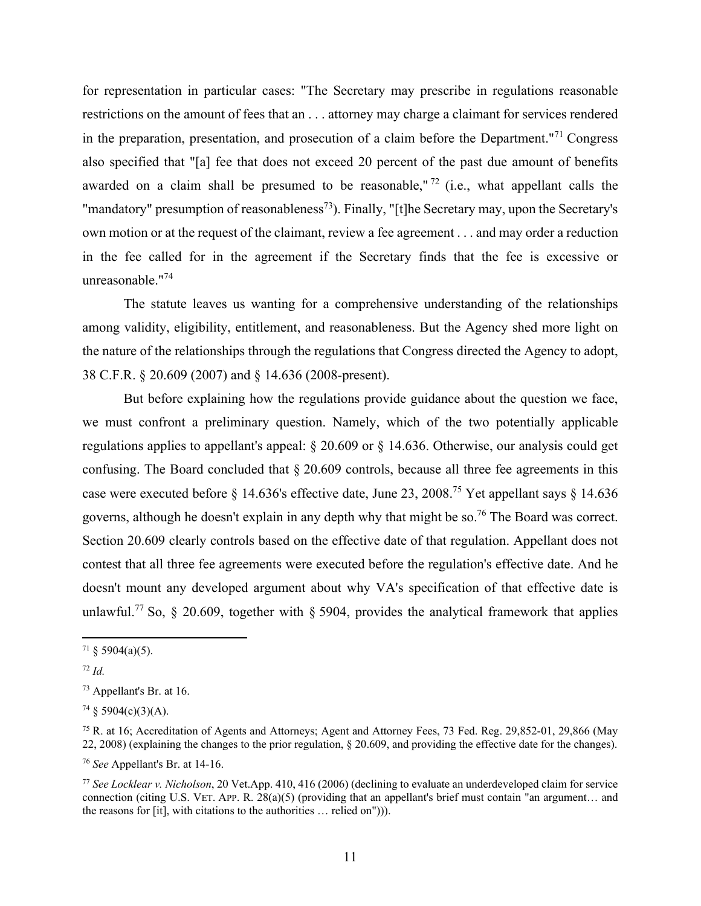for representation in particular cases: "The Secretary may prescribe in regulations reasonable restrictions on the amount of fees that an . . . attorney may charge a claimant for services rendered in the preparation, presentation, and prosecution of a claim before the Department."[71] Congress also specified that "[a] fee that does not exceed 20 percent of the past due amount of benefits awarded on a claim shall be presumed to be reasonable,"[72] (i.e., what appellant calls the "mandatory" presumption of reasonableness[73]). Finally, "[t]he Secretary may, upon the Secretary's own motion or at the request of the claimant, review a fee agreement . . . and may order a reduction in the fee called for in the agreement if the Secretary finds that the fee is excessive or unreasonable."[74]

The statute leaves us wanting for a comprehensive understanding of the relationships among validity, eligibility, entitlement, and reasonableness. But the Agency shed more light on the nature of the relationships through the regulations that Congress directed the Agency to adopt, 38 C.F.R. § 20.609 (2007) and § 14.636 (2008-present).

But before explaining how the regulations provide guidance about the question we face, we must confront a preliminary question. Namely, which of the two potentially applicable regulations applies to appellant's appeal: § 20.609 or § 14.636. Otherwise, our analysis could get confusing. The Board concluded that § 20.609 controls, because all three fee agreements in this case were executed before § 14.636's effective date, June 23, 2008.[75] Yet appellant says § 14.636 governs, although he doesn't explain in any depth why that might be so.[76] The Board was correct. Section 20.609 clearly controls based on the effective date of that regulation. Appellant does not contest that all three fee agreements were executed before the regulation's effective date. And he doesn't mount any developed argument about why VA's specification of that effective date is unlawful.[77] So, § 20.609, together with § 5904, provides the analytical framework that applies

---

[71] § 5904(a)(5).

[72] *Id.*

[73] Appellant's Br. at 16.

[74] § 5904(c)(3)(A).

[75] R. at 16; Accreditation of Agents and Attorneys; Agent and Attorney Fees, 73 Fed. Reg. 29,852-01, 29,866 (May 22, 2008) (explaining the changes to the prior regulation, § 20.609, and providing the effective date for the changes).

[76] *See* Appellant's Br. at 14-16.

[77] *See Locklear v. Nicholson*, 20 Vet.App. 410, 416 (2006) (declining to evaluate an underdeveloped claim for service connection (citing U.S. VET. APP. R. 28(a)(5) (providing that an appellant's brief must contain "an argument… and the reasons for [it], with citations to the authorities … relied on"))).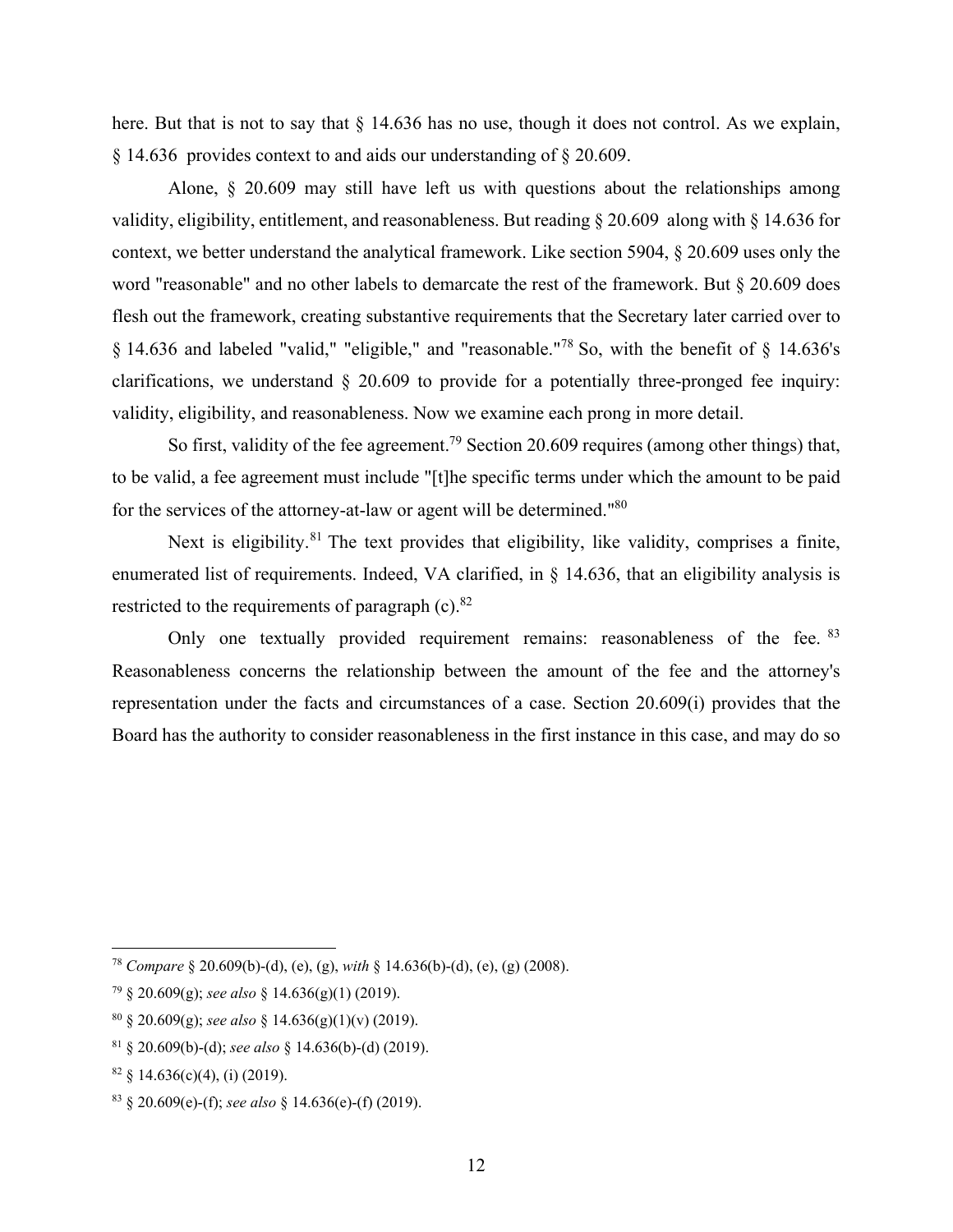here. But that is not to say that § 14.636 has no use, though it does not control. As we explain, § 14.636 provides context to and aids our understanding of § 20.609.

Alone, § 20.609 may still have left us with questions about the relationships among validity, eligibility, entitlement, and reasonableness. But reading § 20.609 along with § 14.636 for context, we better understand the analytical framework. Like section 5904, § 20.609 uses only the word "reasonable" and no other labels to demarcate the rest of the framework. But § 20.609 does flesh out the framework, creating substantive requirements that the Secretary later carried over to § 14.636 and labeled "valid," "eligible," and "reasonable."[78] So, with the benefit of § 14.636's clarifications, we understand § 20.609 to provide for a potentially three-pronged fee inquiry: validity, eligibility, and reasonableness. Now we examine each prong in more detail.

So first, validity of the fee agreement.[79] Section 20.609 requires (among other things) that, to be valid, a fee agreement must include "[t]he specific terms under which the amount to be paid for the services of the attorney-at-law or agent will be determined."[80]

Next is eligibility.[81] The text provides that eligibility, like validity, comprises a finite, enumerated list of requirements. Indeed, VA clarified, in § 14.636, that an eligibility analysis is restricted to the requirements of paragraph (c).[82]

Only one textually provided requirement remains: reasonableness of the fee.[83] Reasonableness concerns the relationship between the amount of the fee and the attorney's representation under the facts and circumstances of a case. Section 20.609(i) provides that the Board has the authority to consider reasonableness in the first instance in this case, and may do so

---

[78] *Compare* § 20.609(b)-(d), (e), (g), *with* § 14.636(b)-(d), (e), (g) (2008).

[79] § 20.609(g); *see also* § 14.636(g)(1) (2019).

[80] § 20.609(g); *see also* § 14.636(g)(1)(v) (2019).

[81] § 20.609(b)-(d); *see also* § 14.636(b)-(d) (2019).

[82] § 14.636(c)(4), (i) (2019).

[83] § 20.609(e)-(f); *see also* § 14.636(e)-(f) (2019).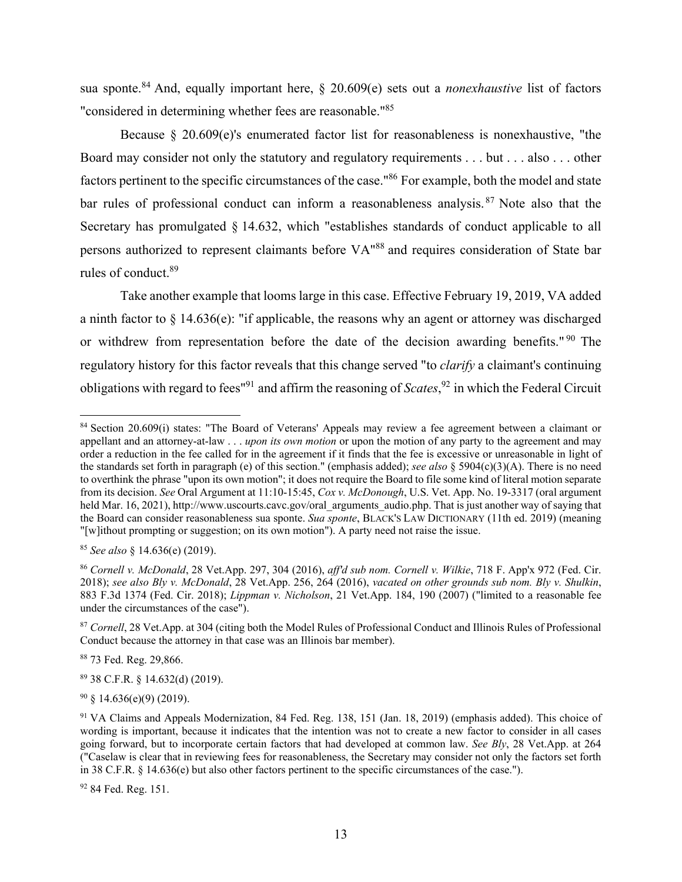sua sponte.[84] And, equally important here, § 20.609(e) sets out a *nonexhaustive* list of factors "considered in determining whether fees are reasonable."[85]

Because § 20.609(e)'s enumerated factor list for reasonableness is nonexhaustive, "the Board may consider not only the statutory and regulatory requirements . . . but . . . also . . . other factors pertinent to the specific circumstances of the case."[86] For example, both the model and state bar rules of professional conduct can inform a reasonableness analysis.[87] Note also that the Secretary has promulgated § 14.632, which "establishes standards of conduct applicable to all persons authorized to represent claimants before VA"[88] and requires consideration of State bar rules of conduct.[89]

Take another example that looms large in this case. Effective February 19, 2019, VA added a ninth factor to § 14.636(e): "if applicable, the reasons why an agent or attorney was discharged or withdrew from representation before the date of the decision awarding benefits."[90] The regulatory history for this factor reveals that this change served "to *clarify* a claimant's continuing obligations with regard to fees"[91] and affirm the reasoning of *Scates*,[92] in which the Federal Circuit

---

[84] Section 20.609(i) states: "The Board of Veterans' Appeals may review a fee agreement between a claimant or appellant and an attorney-at-law . . . *upon its own motion* or upon the motion of any party to the agreement and may order a reduction in the fee called for in the agreement if it finds that the fee is excessive or unreasonable in light of the standards set forth in paragraph (e) of this section." (emphasis added); *see also* § 5904(c)(3)(A). There is no need to overthink the phrase "upon its own motion"; it does not require the Board to file some kind of literal motion separate from its decision. *See* Oral Argument at 11:10-15:45, *Cox v. McDonough*, U.S. Vet. App. No. 19-3317 (oral argument held Mar. 16, 2021), http://www.uscourts.cavc.gov/oral_arguments_audio.php. That is just another way of saying that the Board can consider reasonableness sua sponte. *Sua sponte*, BLACK'S LAW DICTIONARY (11th ed. 2019) (meaning "[w]ithout prompting or suggestion; on its own motion"). A party need not raise the issue.

[85] *See also* § 14.636(e) (2019).

[86] *Cornell v. McDonald*, 28 Vet.App. 297, 304 (2016), *aff'd sub nom. Cornell v. Wilkie*, 718 F. App'x 972 (Fed. Cir. 2018); *see also Bly v. McDonald*, 28 Vet.App. 256, 264 (2016), *vacated on other grounds sub nom. Bly v. Shulkin*, 883 F.3d 1374 (Fed. Cir. 2018); *Lippman v. Nicholson*, 21 Vet.App. 184, 190 (2007) ("limited to a reasonable fee under the circumstances of the case").

[87] *Cornell*, 28 Vet.App. at 304 (citing both the Model Rules of Professional Conduct and Illinois Rules of Professional Conduct because the attorney in that case was an Illinois bar member).

[88] 73 Fed. Reg. 29,866.

[89] 38 C.F.R. § 14.632(d) (2019).

[90] § 14.636(e)(9) (2019).

[91] VA Claims and Appeals Modernization, 84 Fed. Reg. 138, 151 (Jan. 18, 2019) (emphasis added). This choice of wording is important, because it indicates that the intention was not to create a new factor to consider in all cases going forward, but to incorporate certain factors that had developed at common law. *See Bly*, 28 Vet.App. at 264 ("Caselaw is clear that in reviewing fees for reasonableness, the Secretary may consider not only the factors set forth in 38 C.F.R. § 14.636(e) but also other factors pertinent to the specific circumstances of the case.").

[92] 84 Fed. Reg. 151.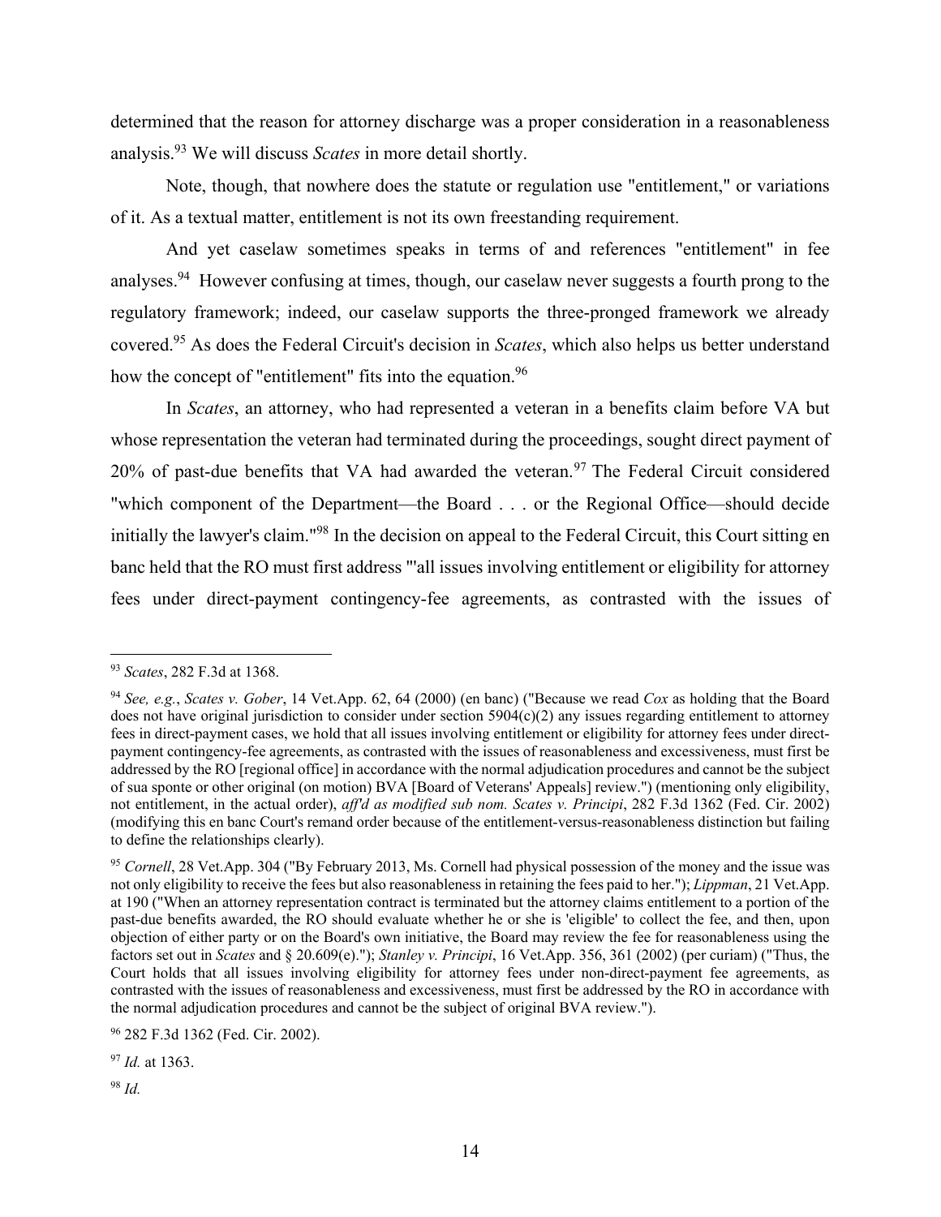determined that the reason for attorney discharge was a proper consideration in a reasonableness analysis.[93] We will discuss *Scates* in more detail shortly.

Note, though, that nowhere does the statute or regulation use "entitlement," or variations of it. As a textual matter, entitlement is not its own freestanding requirement.

And yet caselaw sometimes speaks in terms of and references "entitlement" in fee analyses.[94] However confusing at times, though, our caselaw never suggests a fourth prong to the regulatory framework; indeed, our caselaw supports the three-pronged framework we already covered.[95] As does the Federal Circuit's decision in *Scates*, which also helps us better understand how the concept of "entitlement" fits into the equation.[96]

In *Scates*, an attorney, who had represented a veteran in a benefits claim before VA but whose representation the veteran had terminated during the proceedings, sought direct payment of 20% of past-due benefits that VA had awarded the veteran.[97] The Federal Circuit considered "which component of the Department—the Board . . . or the Regional Office—should decide initially the lawyer's claim."[98] In the decision on appeal to the Federal Circuit, this Court sitting en banc held that the RO must first address "'all issues involving entitlement or eligibility for attorney fees under direct-payment contingency-fee agreements, as contrasted with the issues of

---

[93] *Scates*, 282 F.3d at 1368.

[94] *See, e.g.*, *Scates v. Gober*, 14 Vet.App. 62, 64 (2000) (en banc) ("Because we read *Cox* as holding that the Board does not have original jurisdiction to consider under section 5904(c)(2) any issues regarding entitlement to attorney fees in direct-payment cases, we hold that all issues involving entitlement or eligibility for attorney fees under direct-payment contingency-fee agreements, as contrasted with the issues of reasonableness and excessiveness, must first be addressed by the RO [regional office] in accordance with the normal adjudication procedures and cannot be the subject of sua sponte or other original (on motion) BVA [Board of Veterans' Appeals] review.") (mentioning only eligibility, not entitlement, in the actual order), *aff'd as modified sub nom. Scates v. Principi*, 282 F.3d 1362 (Fed. Cir. 2002) (modifying this en banc Court's remand order because of the entitlement-versus-reasonableness distinction but failing to define the relationships clearly).

[95] *Cornell*, 28 Vet.App. 304 ("By February 2013, Ms. Cornell had physical possession of the money and the issue was not only eligibility to receive the fees but also reasonableness in retaining the fees paid to her."); *Lippman*, 21 Vet.App. at 190 ("When an attorney representation contract is terminated but the attorney claims entitlement to a portion of the past-due benefits awarded, the RO should evaluate whether he or she is 'eligible' to collect the fee, and then, upon objection of either party or on the Board's own initiative, the Board may review the fee for reasonableness using the factors set out in *Scates* and § 20.609(e)."); *Stanley v. Principi*, 16 Vet.App. 356, 361 (2002) (per curiam) ("Thus, the Court holds that all issues involving eligibility for attorney fees under non-direct-payment fee agreements, as contrasted with the issues of reasonableness and excessiveness, must first be addressed by the RO in accordance with the normal adjudication procedures and cannot be the subject of original BVA review.").

[96] 282 F.3d 1362 (Fed. Cir. 2002).

[97] *Id.* at 1363.

[98] *Id.*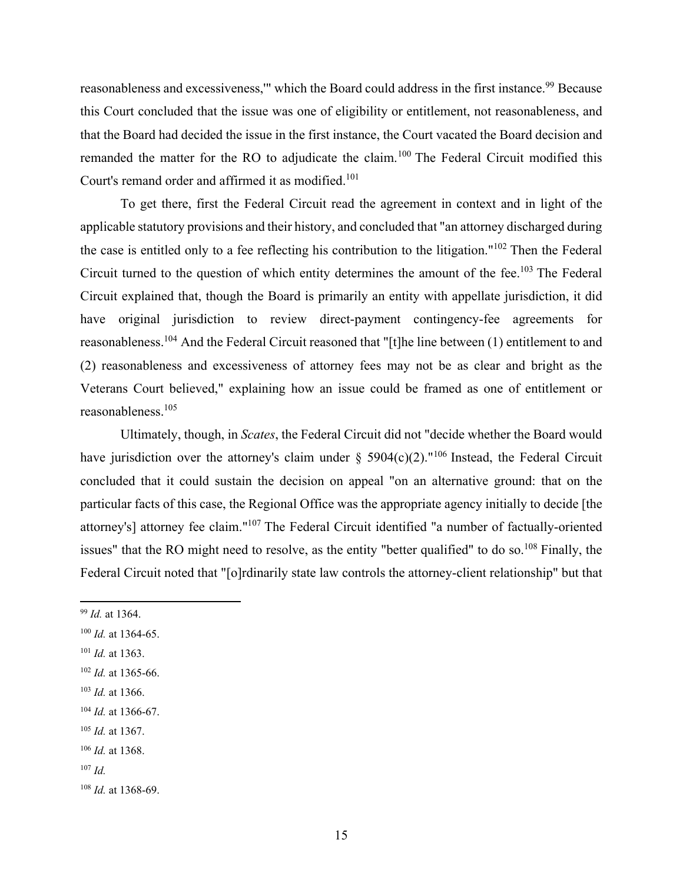reasonableness and excessiveness,'" which the Board could address in the first instance.[99] Because this Court concluded that the issue was one of eligibility or entitlement, not reasonableness, and that the Board had decided the issue in the first instance, the Court vacated the Board decision and remanded the matter for the RO to adjudicate the claim.[100] The Federal Circuit modified this Court's remand order and affirmed it as modified.[101]

To get there, first the Federal Circuit read the agreement in context and in light of the applicable statutory provisions and their history, and concluded that "an attorney discharged during the case is entitled only to a fee reflecting his contribution to the litigation."[102] Then the Federal Circuit turned to the question of which entity determines the amount of the fee.[103] The Federal Circuit explained that, though the Board is primarily an entity with appellate jurisdiction, it did have original jurisdiction to review direct-payment contingency-fee agreements for reasonableness.[104] And the Federal Circuit reasoned that "[t]he line between (1) entitlement to and (2) reasonableness and excessiveness of attorney fees may not be as clear and bright as the Veterans Court believed," explaining how an issue could be framed as one of entitlement or reasonableness.[105]

Ultimately, though, in *Scates*, the Federal Circuit did not "decide whether the Board would have jurisdiction over the attorney's claim under § 5904(c)(2)."[106] Instead, the Federal Circuit concluded that it could sustain the decision on appeal "on an alternative ground: that on the particular facts of this case, the Regional Office was the appropriate agency initially to decide [the attorney's] attorney fee claim."[107] The Federal Circuit identified "a number of factually-oriented issues" that the RO might need to resolve, as the entity "better qualified" to do so.[108] Finally, the Federal Circuit noted that "[o]rdinarily state law controls the attorney-client relationship" but that

---

[99] *Id.* at 1364.

[100] *Id.* at 1364-65.

[101] *Id.* at 1363.

[102] *Id.* at 1365-66.

[103] *Id.* at 1366.

[104] *Id.* at 1366-67.

[105] *Id.* at 1367.

[106] *Id.* at 1368.

[107] *Id.*

[108] *Id.* at 1368-69.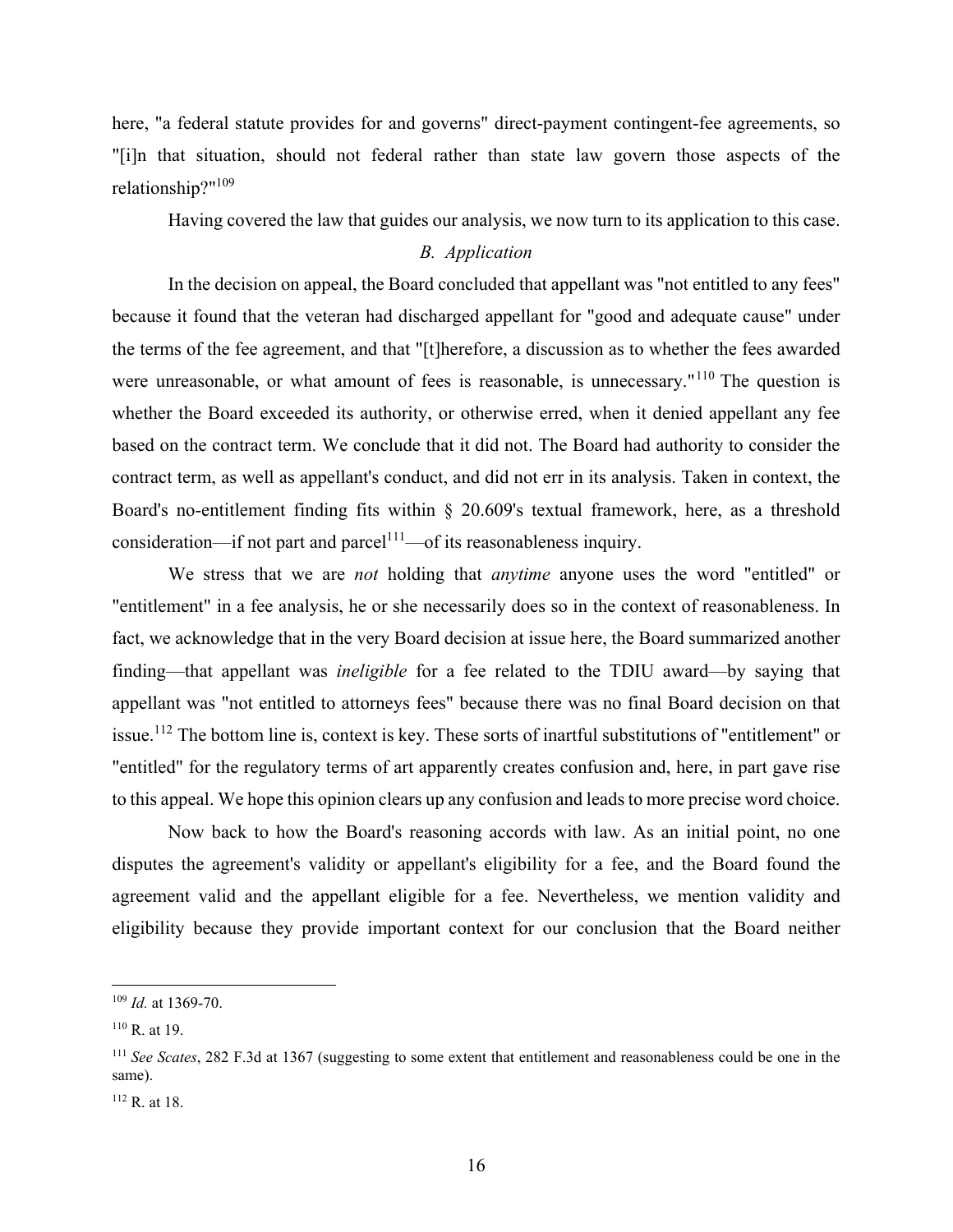here, "a federal statute provides for and governs" direct-payment contingent-fee agreements, so "[i]n that situation, should not federal rather than state law govern those aspects of the relationship?"[109]

Having covered the law that guides our analysis, we now turn to its application to this case.

### *B. Application*

In the decision on appeal, the Board concluded that appellant was "not entitled to any fees" because it found that the veteran had discharged appellant for "good and adequate cause" under the terms of the fee agreement, and that "[t]herefore, a discussion as to whether the fees awarded were unreasonable, or what amount of fees is reasonable, is unnecessary."[110] The question is whether the Board exceeded its authority, or otherwise erred, when it denied appellant any fee based on the contract term. We conclude that it did not. The Board had authority to consider the contract term, as well as appellant's conduct, and did not err in its analysis. Taken in context, the Board's no-entitlement finding fits within § 20.609's textual framework, here, as a threshold consideration—if not part and parcel[111]—of its reasonableness inquiry.

We stress that we are *not* holding that *anytime* anyone uses the word "entitled" or "entitlement" in a fee analysis, he or she necessarily does so in the context of reasonableness. In fact, we acknowledge that in the very Board decision at issue here, the Board summarized another finding—that appellant was *ineligible* for a fee related to the TDIU award—by saying that appellant was "not entitled to attorneys fees" because there was no final Board decision on that issue.[112] The bottom line is, context is key. These sorts of inartful substitutions of "entitlement" or "entitled" for the regulatory terms of art apparently creates confusion and, here, in part gave rise to this appeal. We hope this opinion clears up any confusion and leads to more precise word choice.

Now back to how the Board's reasoning accords with law. As an initial point, no one disputes the agreement's validity or appellant's eligibility for a fee, and the Board found the agreement valid and the appellant eligible for a fee. Nevertheless, we mention validity and eligibility because they provide important context for our conclusion that the Board neither

---

[109] *Id.* at 1369-70.

[110] R. at 19.

[111] *See Scates*, 282 F.3d at 1367 (suggesting to some extent that entitlement and reasonableness could be one in the same).

[112] R. at 18.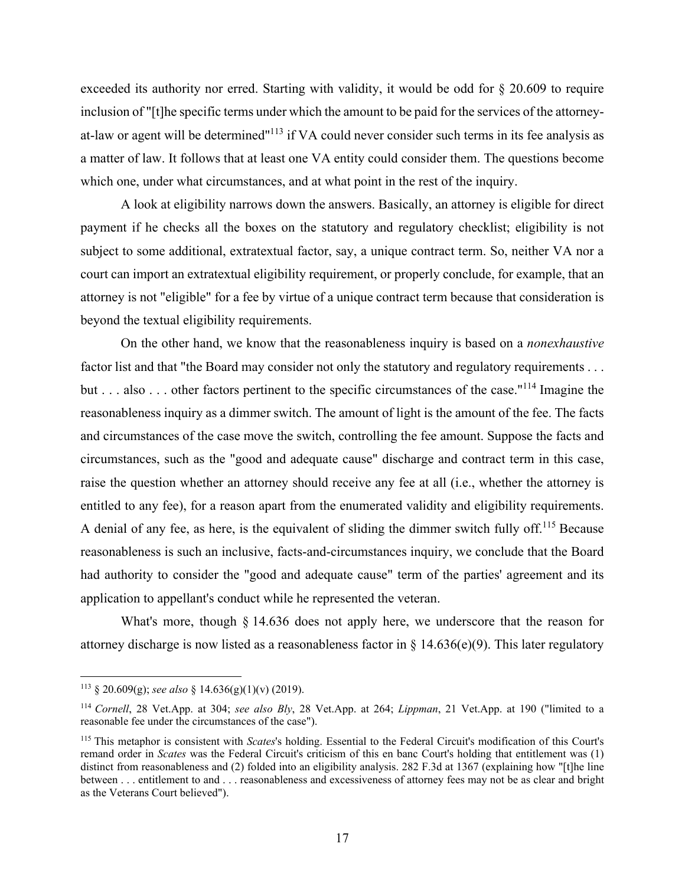exceeded its authority nor erred. Starting with validity, it would be odd for § 20.609 to require inclusion of "[t]he specific terms under which the amount to be paid for the services of the attorney-at-law or agent will be determined"[113] if VA could never consider such terms in its fee analysis as a matter of law. It follows that at least one VA entity could consider them. The questions become which one, under what circumstances, and at what point in the rest of the inquiry.

A look at eligibility narrows down the answers. Basically, an attorney is eligible for direct payment if he checks all the boxes on the statutory and regulatory checklist; eligibility is not subject to some additional, extratextual factor, say, a unique contract term. So, neither VA nor a court can import an extratextual eligibility requirement, or properly conclude, for example, that an attorney is not "eligible" for a fee by virtue of a unique contract term because that consideration is beyond the textual eligibility requirements.

On the other hand, we know that the reasonableness inquiry is based on a *nonexhaustive* factor list and that "the Board may consider not only the statutory and regulatory requirements . . . but . . . also . . . other factors pertinent to the specific circumstances of the case."[114] Imagine the reasonableness inquiry as a dimmer switch. The amount of light is the amount of the fee. The facts and circumstances of the case move the switch, controlling the fee amount. Suppose the facts and circumstances, such as the "good and adequate cause" discharge and contract term in this case, raise the question whether an attorney should receive any fee at all (i.e., whether the attorney is entitled to any fee), for a reason apart from the enumerated validity and eligibility requirements. A denial of any fee, as here, is the equivalent of sliding the dimmer switch fully off.[115] Because reasonableness is such an inclusive, facts-and-circumstances inquiry, we conclude that the Board had authority to consider the "good and adequate cause" term of the parties' agreement and its application to appellant's conduct while he represented the veteran.

What's more, though § 14.636 does not apply here, we underscore that the reason for attorney discharge is now listed as a reasonableness factor in § 14.636(e)(9). This later regulatory

---

[113] § 20.609(g); *see also* § 14.636(g)(1)(v) (2019).

[114] *Cornell*, 28 Vet.App. at 304; *see also Bly*, 28 Vet.App. at 264; *Lippman*, 21 Vet.App. at 190 ("limited to a reasonable fee under the circumstances of the case").

[115] This metaphor is consistent with *Scates*'s holding. Essential to the Federal Circuit's modification of this Court's remand order in *Scates* was the Federal Circuit's criticism of this en banc Court's holding that entitlement was (1) distinct from reasonableness and (2) folded into an eligibility analysis. 282 F.3d at 1367 (explaining how "[t]he line between . . . entitlement to and . . . reasonableness and excessiveness of attorney fees may not be as clear and bright as the Veterans Court believed").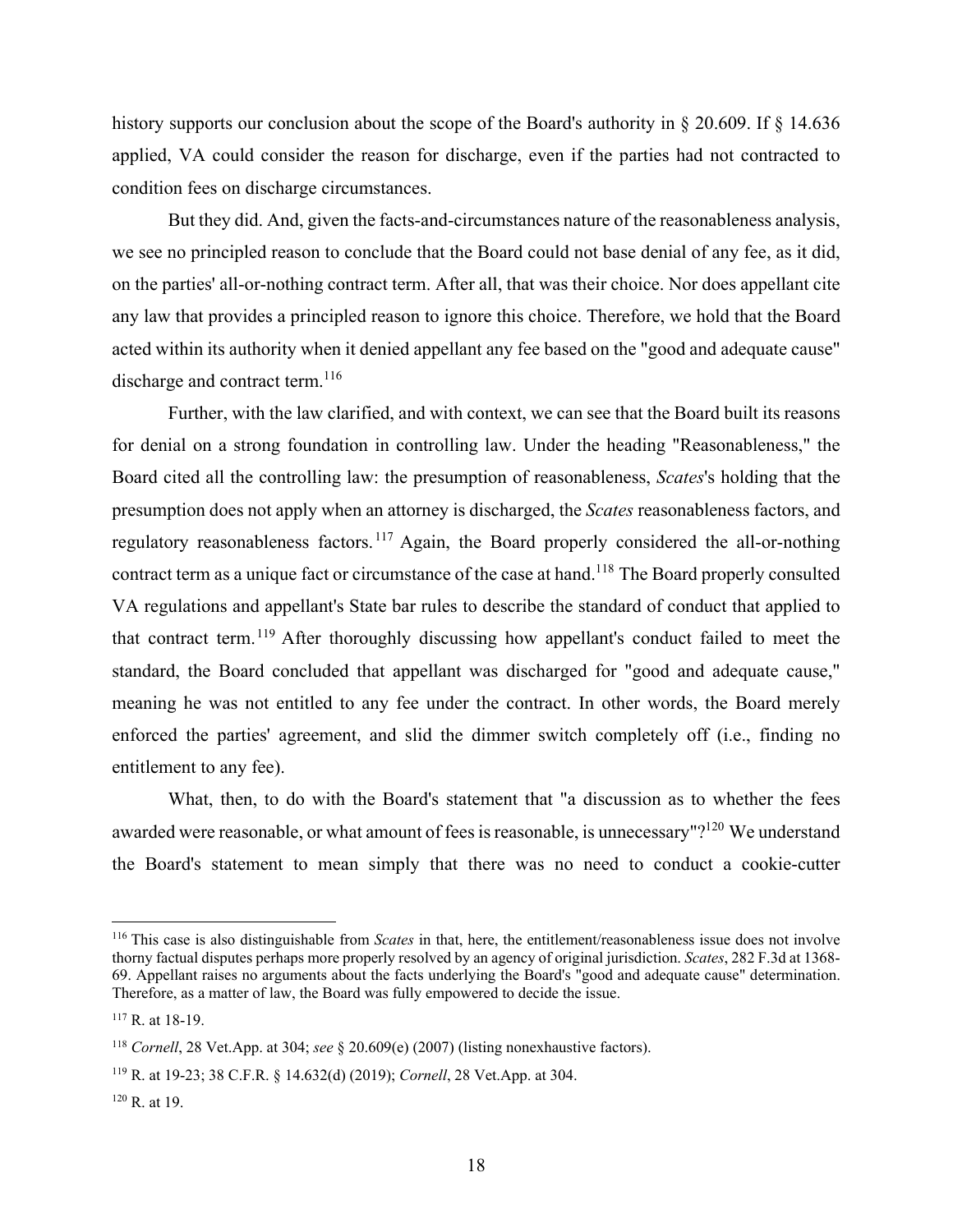history supports our conclusion about the scope of the Board's authority in § 20.609. If § 14.636 applied, VA could consider the reason for discharge, even if the parties had not contracted to condition fees on discharge circumstances.

But they did. And, given the facts-and-circumstances nature of the reasonableness analysis, we see no principled reason to conclude that the Board could not base denial of any fee, as it did, on the parties' all-or-nothing contract term. After all, that was their choice. Nor does appellant cite any law that provides a principled reason to ignore this choice. Therefore, we hold that the Board acted within its authority when it denied appellant any fee based on the "good and adequate cause" discharge and contract term.[116]

Further, with the law clarified, and with context, we can see that the Board built its reasons for denial on a strong foundation in controlling law. Under the heading "Reasonableness," the Board cited all the controlling law: the presumption of reasonableness, *Scates*'s holding that the presumption does not apply when an attorney is discharged, the *Scates* reasonableness factors, and regulatory reasonableness factors.[117] Again, the Board properly considered the all-or-nothing contract term as a unique fact or circumstance of the case at hand.[118] The Board properly consulted VA regulations and appellant's State bar rules to describe the standard of conduct that applied to that contract term.[119] After thoroughly discussing how appellant's conduct failed to meet the standard, the Board concluded that appellant was discharged for "good and adequate cause," meaning he was not entitled to any fee under the contract. In other words, the Board merely enforced the parties' agreement, and slid the dimmer switch completely off (i.e., finding no entitlement to any fee).

What, then, to do with the Board's statement that "a discussion as to whether the fees awarded were reasonable, or what amount of fees is reasonable, is unnecessary"?[120] We understand the Board's statement to mean simply that there was no need to conduct a cookie-cutter

---

[116] This case is also distinguishable from *Scates* in that, here, the entitlement/reasonableness issue does not involve thorny factual disputes perhaps more properly resolved by an agency of original jurisdiction. *Scates*, 282 F.3d at 1368-69. Appellant raises no arguments about the facts underlying the Board's "good and adequate cause" determination. Therefore, as a matter of law, the Board was fully empowered to decide the issue.

[117] R. at 18-19.

[118] *Cornell*, 28 Vet.App. at 304; *see* § 20.609(e) (2007) (listing nonexhaustive factors).

[119] R. at 19-23; 38 C.F.R. § 14.632(d) (2019); *Cornell*, 28 Vet.App. at 304.

[120] R. at 19.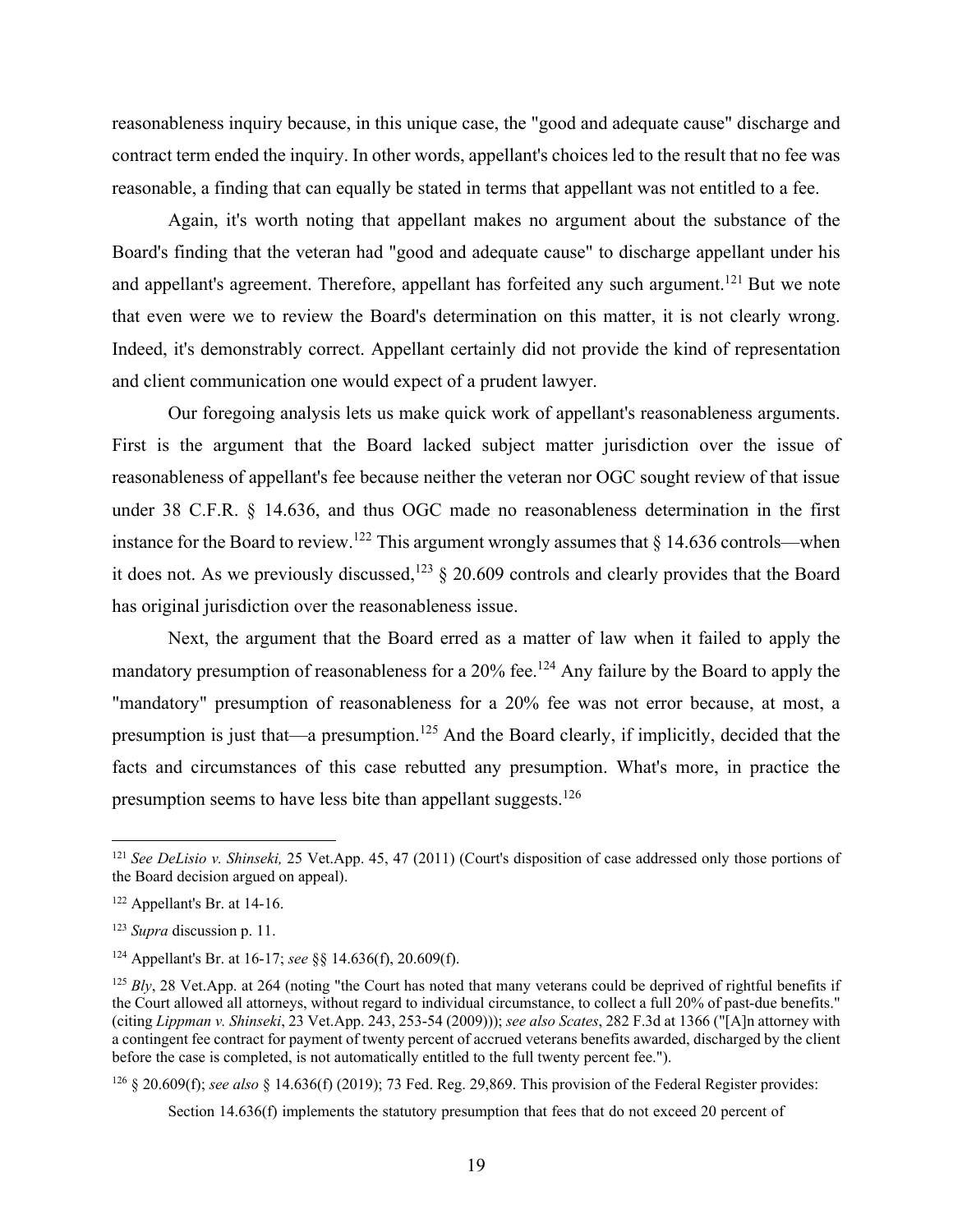reasonableness inquiry because, in this unique case, the "good and adequate cause" discharge and contract term ended the inquiry. In other words, appellant's choices led to the result that no fee was reasonable, a finding that can equally be stated in terms that appellant was not entitled to a fee.

Again, it's worth noting that appellant makes no argument about the substance of the Board's finding that the veteran had "good and adequate cause" to discharge appellant under his and appellant's agreement. Therefore, appellant has forfeited any such argument.[121] But we note that even were we to review the Board's determination on this matter, it is not clearly wrong. Indeed, it's demonstrably correct. Appellant certainly did not provide the kind of representation and client communication one would expect of a prudent lawyer.

Our foregoing analysis lets us make quick work of appellant's reasonableness arguments. First is the argument that the Board lacked subject matter jurisdiction over the issue of reasonableness of appellant's fee because neither the veteran nor OGC sought review of that issue under 38 C.F.R. § 14.636, and thus OGC made no reasonableness determination in the first instance for the Board to review.[122] This argument wrongly assumes that § 14.636 controls—when it does not. As we previously discussed,[123] § 20.609 controls and clearly provides that the Board has original jurisdiction over the reasonableness issue.

Next, the argument that the Board erred as a matter of law when it failed to apply the mandatory presumption of reasonableness for a 20% fee.[124] Any failure by the Board to apply the "mandatory" presumption of reasonableness for a 20% fee was not error because, at most, a presumption is just that—a presumption.[125] And the Board clearly, if implicitly, decided that the facts and circumstances of this case rebutted any presumption. What's more, in practice the presumption seems to have less bite than appellant suggests.[126]

---

[121] *See DeLisio v. Shinseki,* 25 Vet.App. 45, 47 (2011) (Court's disposition of case addressed only those portions of the Board decision argued on appeal).

[122] Appellant's Br. at 14-16.

[123] *Supra* discussion p. 11.

[124] Appellant's Br. at 16-17; *see* §§ 14.636(f), 20.609(f).

[125] *Bly*, 28 Vet.App. at 264 (noting "the Court has noted that many veterans could be deprived of rightful benefits if the Court allowed all attorneys, without regard to individual circumstance, to collect a full 20% of past-due benefits." (citing *Lippman v. Shinseki*, 23 Vet.App. 243, 253-54 (2009))); *see also Scates*, 282 F.3d at 1366 ("[A]n attorney with a contingent fee contract for payment of twenty percent of accrued veterans benefits awarded, discharged by the client before the case is completed, is not automatically entitled to the full twenty percent fee.").

[126] § 20.609(f); *see also* § 14.636(f) (2019); 73 Fed. Reg. 29,869. This provision of the Federal Register provides:

> Section 14.636(f) implements the statutory presumption that fees that do not exceed 20 percent of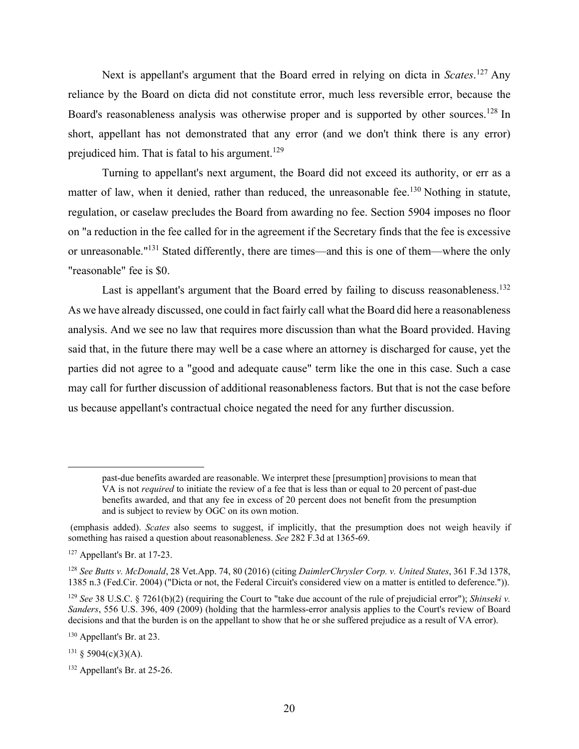Next is appellant's argument that the Board erred in relying on dicta in *Scates*.[127] Any reliance by the Board on dicta did not constitute error, much less reversible error, because the Board's reasonableness analysis was otherwise proper and is supported by other sources.[128] In short, appellant has not demonstrated that any error (and we don't think there is any error) prejudiced him. That is fatal to his argument.[129]

Turning to appellant's next argument, the Board did not exceed its authority, or err as a matter of law, when it denied, rather than reduced, the unreasonable fee.[130] Nothing in statute, regulation, or caselaw precludes the Board from awarding no fee. Section 5904 imposes no floor on "a reduction in the fee called for in the agreement if the Secretary finds that the fee is excessive or unreasonable."[131] Stated differently, there are times—and this is one of them—where the only "reasonable" fee is $0.

Last is appellant's argument that the Board erred by failing to discuss reasonableness.[132] As we have already discussed, one could in fact fairly call what the Board did here a reasonableness analysis. And we see no law that requires more discussion than what the Board provided. Having said that, in the future there may well be a case where an attorney is discharged for cause, yet the parties did not agree to a "good and adequate cause" term like the one in this case. Such a case may call for further discussion of additional reasonableness factors. But that is not the case before us because appellant's contractual choice negated the need for any further discussion.

---

> past-due benefits awarded are reasonable. We interpret these [presumption] provisions to mean that VA is not *required* to initiate the review of a fee that is less than or equal to 20 percent of past-due benefits awarded, and that any fee in excess of 20 percent does not benefit from the presumption and is subject to review by OGC on its own motion.

(emphasis added). *Scates* also seems to suggest, if implicitly, that the presumption does not weigh heavily if something has raised a question about reasonableness. *See* 282 F.3d at 1365-69.

[127] Appellant's Br. at 17-23.

[128] *See Butts v. McDonald*, 28 Vet.App. 74, 80 (2016) (citing *DaimlerChrysler Corp. v. United States*, 361 F.3d 1378, 1385 n.3 (Fed.Cir. 2004) ("Dicta or not, the Federal Circuit's considered view on a matter is entitled to deference.")).

[129] *See* 38 U.S.C. § 7261(b)(2) (requiring the Court to "take due account of the rule of prejudicial error"); *Shinseki v. Sanders*, 556 U.S. 396, 409 (2009) (holding that the harmless-error analysis applies to the Court's review of Board decisions and that the burden is on the appellant to show that he or she suffered prejudice as a result of VA error).

[130] Appellant's Br. at 23.

[131] § 5904(c)(3)(A).

[132] Appellant's Br. at 25-26.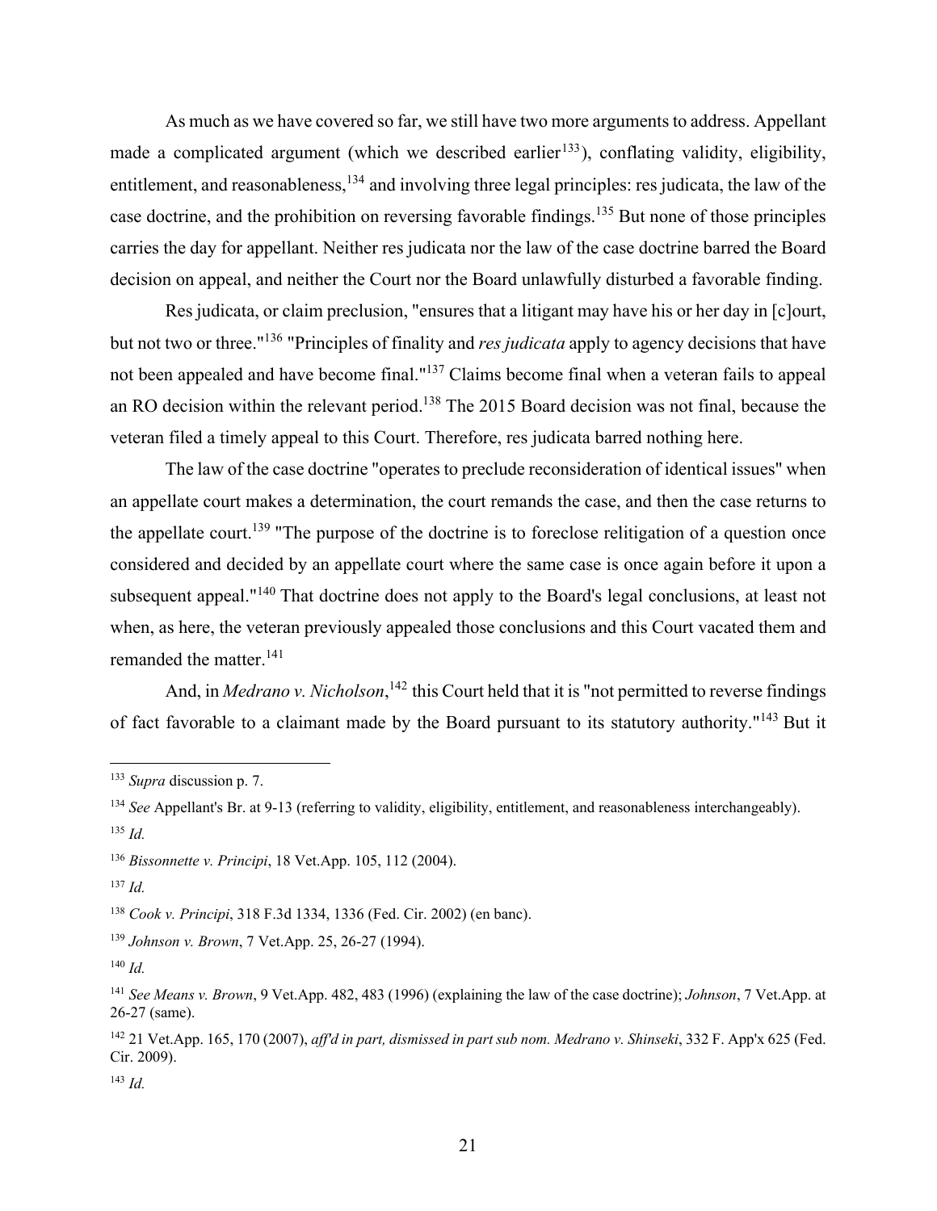As much as we have covered so far, we still have two more arguments to address. Appellant made a complicated argument (which we described earlier[133]), conflating validity, eligibility, entitlement, and reasonableness,[134] and involving three legal principles: res judicata, the law of the case doctrine, and the prohibition on reversing favorable findings.[135] But none of those principles carries the day for appellant. Neither res judicata nor the law of the case doctrine barred the Board decision on appeal, and neither the Court nor the Board unlawfully disturbed a favorable finding.

Res judicata, or claim preclusion, "ensures that a litigant may have his or her day in [c]ourt, but not two or three."[136] "Principles of finality and *res judicata* apply to agency decisions that have not been appealed and have become final."[137] Claims become final when a veteran fails to appeal an RO decision within the relevant period.[138] The 2015 Board decision was not final, because the veteran filed a timely appeal to this Court. Therefore, res judicata barred nothing here.

The law of the case doctrine "operates to preclude reconsideration of identical issues" when an appellate court makes a determination, the court remands the case, and then the case returns to the appellate court.[139] "The purpose of the doctrine is to foreclose relitigation of a question once considered and decided by an appellate court where the same case is once again before it upon a subsequent appeal."[140] That doctrine does not apply to the Board's legal conclusions, at least not when, as here, the veteran previously appealed those conclusions and this Court vacated them and remanded the matter.[141]

And, in *Medrano v. Nicholson*,[142] this Court held that it is "not permitted to reverse findings of fact favorable to a claimant made by the Board pursuant to its statutory authority."[143] But it

---

[133] *Supra* discussion p. 7.

[134] *See* Appellant's Br. at 9-13 (referring to validity, eligibility, entitlement, and reasonableness interchangeably).

[135] *Id.*

[136] *Bissonnette v. Principi*, 18 Vet.App. 105, 112 (2004).

[137] *Id.*

[138] *Cook v. Principi*, 318 F.3d 1334, 1336 (Fed. Cir. 2002) (en banc).

[139] *Johnson v. Brown*, 7 Vet.App. 25, 26-27 (1994).

[140] *Id.*

[141] *See Means v. Brown*, 9 Vet.App. 482, 483 (1996) (explaining the law of the case doctrine); *Johnson*, 7 Vet.App. at 26-27 (same).

[142] 21 Vet.App. 165, 170 (2007), *aff'd in part, dismissed in part sub nom. Medrano v. Shinseki*, 332 F. App'x 625 (Fed. Cir. 2009).

[143] *Id.*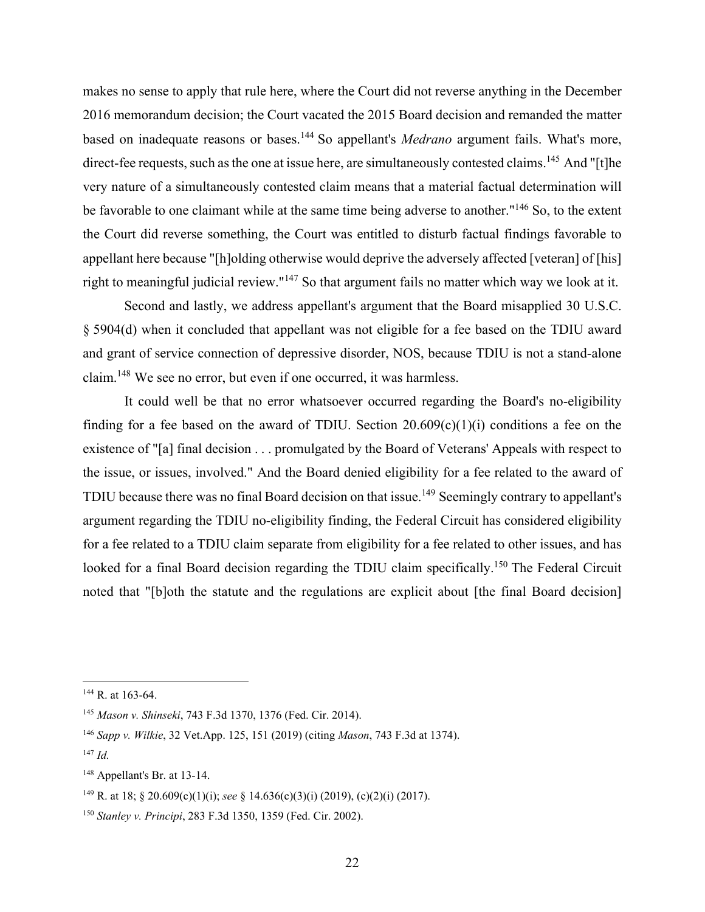makes no sense to apply that rule here, where the Court did not reverse anything in the December 2016 memorandum decision; the Court vacated the 2015 Board decision and remanded the matter based on inadequate reasons or bases.[144] So appellant's *Medrano* argument fails. What's more, direct-fee requests, such as the one at issue here, are simultaneously contested claims.[145] And "[t]he very nature of a simultaneously contested claim means that a material factual determination will be favorable to one claimant while at the same time being adverse to another."[146] So, to the extent the Court did reverse something, the Court was entitled to disturb factual findings favorable to appellant here because "[h]olding otherwise would deprive the adversely affected [veteran] of [his] right to meaningful judicial review."[147] So that argument fails no matter which way we look at it.

Second and lastly, we address appellant's argument that the Board misapplied 30 U.S.C. § 5904(d) when it concluded that appellant was not eligible for a fee based on the TDIU award and grant of service connection of depressive disorder, NOS, because TDIU is not a stand-alone claim.[148] We see no error, but even if one occurred, it was harmless.

It could well be that no error whatsoever occurred regarding the Board's no-eligibility finding for a fee based on the award of TDIU. Section 20.609(c)(1)(i) conditions a fee on the existence of "[a] final decision . . . promulgated by the Board of Veterans' Appeals with respect to the issue, or issues, involved." And the Board denied eligibility for a fee related to the award of TDIU because there was no final Board decision on that issue.[149] Seemingly contrary to appellant's argument regarding the TDIU no-eligibility finding, the Federal Circuit has considered eligibility for a fee related to a TDIU claim separate from eligibility for a fee related to other issues, and has looked for a final Board decision regarding the TDIU claim specifically.[150] The Federal Circuit noted that "[b]oth the statute and the regulations are explicit about [the final Board decision]

---

[144] R. at 163-64.

[145] *Mason v. Shinseki*, 743 F.3d 1370, 1376 (Fed. Cir. 2014).

[146] *Sapp v. Wilkie*, 32 Vet.App. 125, 151 (2019) (citing *Mason*, 743 F.3d at 1374).

[147] *Id.*

[148] Appellant's Br. at 13-14.

[149] R. at 18; § 20.609(c)(1)(i); *see* § 14.636(c)(3)(i) (2019), (c)(2)(i) (2017).

[150] *Stanley v. Principi*, 283 F.3d 1350, 1359 (Fed. Cir. 2002).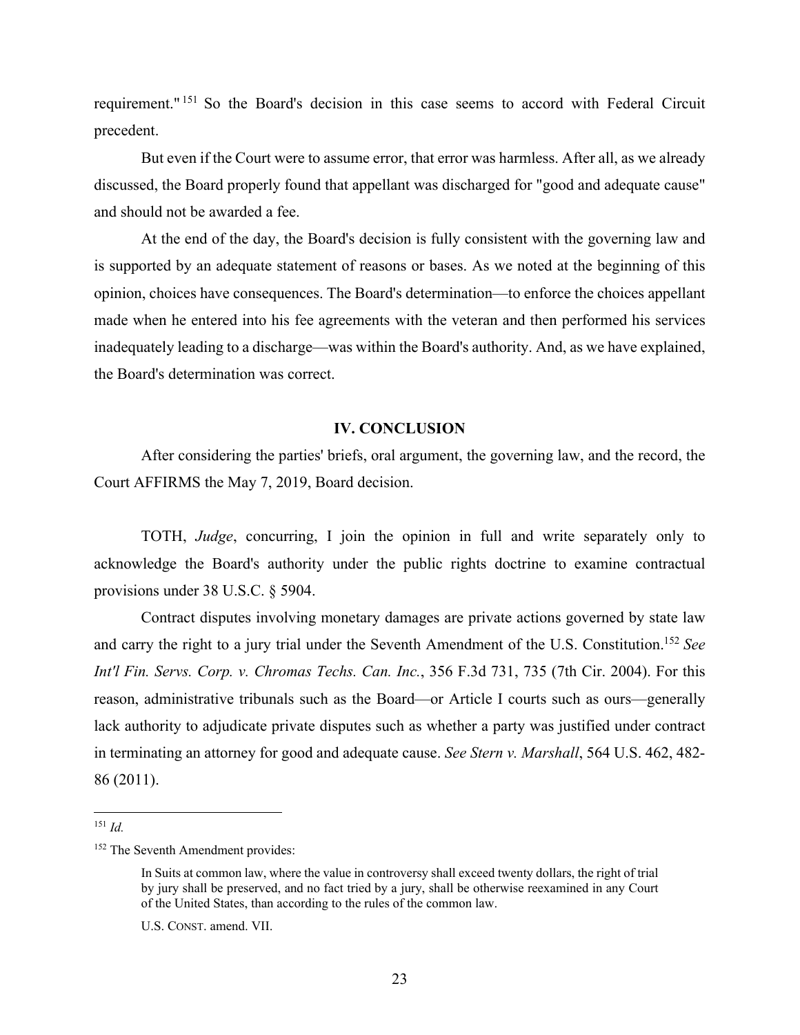requirement."[151] So the Board's decision in this case seems to accord with Federal Circuit precedent.

But even if the Court were to assume error, that error was harmless. After all, as we already discussed, the Board properly found that appellant was discharged for "good and adequate cause" and should not be awarded a fee.

At the end of the day, the Board's decision is fully consistent with the governing law and is supported by an adequate statement of reasons or bases. As we noted at the beginning of this opinion, choices have consequences. The Board's determination—to enforce the choices appellant made when he entered into his fee agreements with the veteran and then performed his services inadequately leading to a discharge—was within the Board's authority. And, as we have explained, the Board's determination was correct.

## IV. CONCLUSION

After considering the parties' briefs, oral argument, the governing law, and the record, the Court AFFIRMS the May 7, 2019, Board decision.

TOTH, *Judge*, concurring, I join the opinion in full and write separately only to acknowledge the Board's authority under the public rights doctrine to examine contractual provisions under 38 U.S.C. § 5904.

Contract disputes involving monetary damages are private actions governed by state law and carry the right to a jury trial under the Seventh Amendment of the U.S. Constitution.[152] *See Int'l Fin. Servs. Corp. v. Chromas Techs. Can. Inc.*, 356 F.3d 731, 735 (7th Cir. 2004). For this reason, administrative tribunals such as the Board—or Article I courts such as ours—generally lack authority to adjudicate private disputes such as whether a party was justified under contract in terminating an attorney for good and adequate cause. *See Stern v. Marshall*, 564 U.S. 462, 482-86 (2011).

---

[151] *Id.*

[152] The Seventh Amendment provides:

> In Suits at common law, where the value in controversy shall exceed twenty dollars, the right of trial by jury shall be preserved, and no fact tried by a jury, shall be otherwise reexamined in any Court of the United States, than according to the rules of the common law.
>
> U.S. CONST. amend. VII.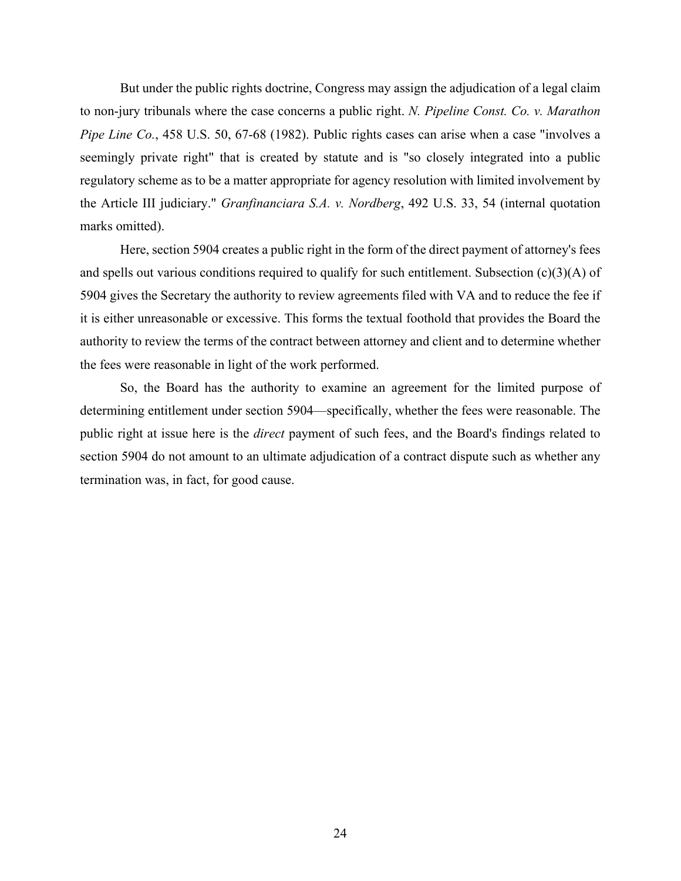But under the public rights doctrine, Congress may assign the adjudication of a legal claim to non-jury tribunals where the case concerns a public right. *N. Pipeline Const. Co. v. Marathon Pipe Line Co.*, 458 U.S. 50, 67-68 (1982). Public rights cases can arise when a case "involves a seemingly private right" that is created by statute and is "so closely integrated into a public regulatory scheme as to be a matter appropriate for agency resolution with limited involvement by the Article III judiciary." *Granfinanciara S.A. v. Nordberg*, 492 U.S. 33, 54 (internal quotation marks omitted).

Here, section 5904 creates a public right in the form of the direct payment of attorney's fees and spells out various conditions required to qualify for such entitlement. Subsection (c)(3)(A) of 5904 gives the Secretary the authority to review agreements filed with VA and to reduce the fee if it is either unreasonable or excessive. This forms the textual foothold that provides the Board the authority to review the terms of the contract between attorney and client and to determine whether the fees were reasonable in light of the work performed.

So, the Board has the authority to examine an agreement for the limited purpose of determining entitlement under section 5904—specifically, whether the fees were reasonable. The public right at issue here is the *direct* payment of such fees, and the Board's findings related to section 5904 do not amount to an ultimate adjudication of a contract dispute such as whether any termination was, in fact, for good cause.